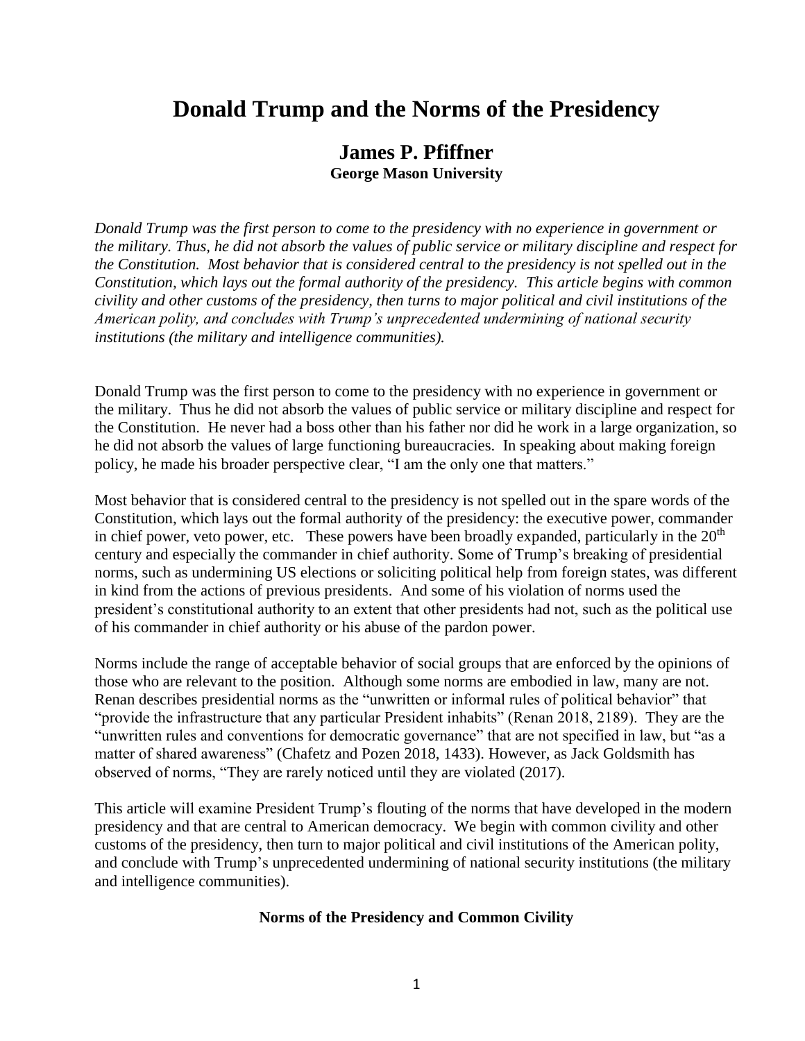# Donald Trump and the Norms of the Presidency

## James P. Pfiffner

**George Mason University**

*Donald Trump was the first person to come to the presidency with no experience in government or the military. Thus, he did not absorb the values of public service or military discipline and respect for the Constitution. Most behavior that is considered central to the presidency is not spelled out in the Constitution, which lays out the formal authority of the presidency. This article begins with common civility and other customs of the presidency, then turns to major political and civil institutions of the American polity, and concludes with Trump's unprecedented undermining of national security institutions (the military and intelligence communities).*

Donald Trump was the first person to come to the presidency with no experience in government or the military. Thus he did not absorb the values of public service or military discipline and respect for the Constitution. He never had a boss other than his father nor did he work in a large organization, so he did not absorb the values of large functioning bureaucracies. In speaking about making foreign policy, he made his broader perspective clear, "I am the only one that matters."

Most behavior that is considered central to the presidency is not spelled out in the spare words of the Constitution, which lays out the formal authority of the presidency: the executive power, commander in chief power, veto power, etc. These powers have been broadly expanded, particularly in the 20th century and especially the commander in chief authority. Some of Trump's breaking of presidential norms, such as undermining US elections or soliciting political help from foreign states, was different in kind from the actions of previous presidents. And some of his violation of norms used the president's constitutional authority to an extent that other presidents had not, such as the political use of his commander in chief authority or his abuse of the pardon power.

Norms include the range of acceptable behavior of social groups that are enforced by the opinions of those who are relevant to the position. Although some norms are embodied in law, many are not. Renan describes presidential norms as the "unwritten or informal rules of political behavior" that "provide the infrastructure that any particular President inhabits" (Renan 2018, 2189). They are the "unwritten rules and conventions for democratic governance" that are not specified in law, but "as a matter of shared awareness" (Chafetz and Pozen 2018, 1433). However, as Jack Goldsmith has observed of norms, "They are rarely noticed until they are violated (2017).

This article will examine President Trump's flouting of the norms that have developed in the modern presidency and that are central to American democracy. We begin with common civility and other customs of the presidency, then turn to major political and civil institutions of the American polity, and conclude with Trump's unprecedented undermining of national security institutions (the military and intelligence communities).

### Norms of the Presidency and Common Civility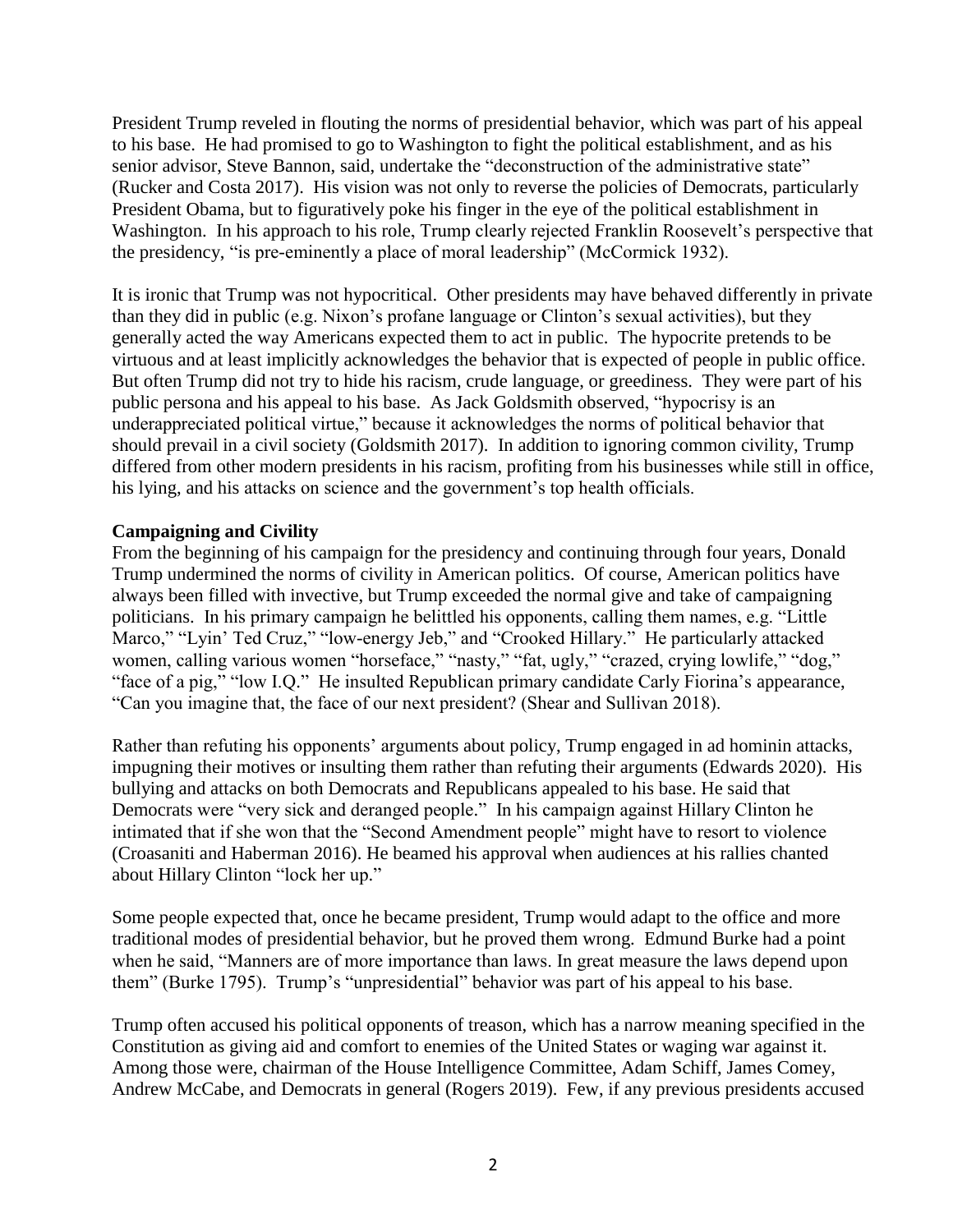President Trump reveled in flouting the norms of presidential behavior, which was part of his appeal to his base. He had promised to go to Washington to fight the political establishment, and as his senior advisor, Steve Bannon, said, undertake the "deconstruction of the administrative state" (Rucker and Costa 2017). His vision was not only to reverse the policies of Democrats, particularly President Obama, but to figuratively poke his finger in the eye of the political establishment in Washington. In his approach to his role, Trump clearly rejected Franklin Roosevelt's perspective that the presidency, "is pre-eminently a place of moral leadership" (McCormick 1932).

It is ironic that Trump was not hypocritical. Other presidents may have behaved differently in private than they did in public (e.g. Nixon's profane language or Clinton's sexual activities), but they generally acted the way Americans expected them to act in public. The hypocrite pretends to be virtuous and at least implicitly acknowledges the behavior that is expected of people in public office. But often Trump did not try to hide his racism, crude language, or greediness. They were part of his public persona and his appeal to his base. As Jack Goldsmith observed, "hypocrisy is an underappreciated political virtue," because it acknowledges the norms of political behavior that should prevail in a civil society (Goldsmith 2017). In addition to ignoring common civility, Trump differed from other modern presidents in his racism, profiting from his businesses while still in office, his lying, and his attacks on science and the government's top health officials.

**Campaigning and Civility**

From the beginning of his campaign for the presidency and continuing through four years, Donald Trump undermined the norms of civility in American politics. Of course, American politics have always been filled with invective, but Trump exceeded the normal give and take of campaigning politicians. In his primary campaign he belittled his opponents, calling them names, e.g. "Little Marco," "Lyin' Ted Cruz," "low-energy Jeb," and "Crooked Hillary." He particularly attacked women, calling various women "horseface," "nasty," "fat, ugly," "crazed, crying lowlife," "dog," "face of a pig," "low I.Q." He insulted Republican primary candidate Carly Fiorina's appearance, "Can you imagine that, the face of our next president? (Shear and Sullivan 2018).

Rather than refuting his opponents' arguments about policy, Trump engaged in ad hominin attacks, impugning their motives or insulting them rather than refuting their arguments (Edwards 2020). His bullying and attacks on both Democrats and Republicans appealed to his base. He said that Democrats were "very sick and deranged people." In his campaign against Hillary Clinton he intimated that if she won that the "Second Amendment people" might have to resort to violence (Croasaniti and Haberman 2016). He beamed his approval when audiences at his rallies chanted about Hillary Clinton "lock her up."

Some people expected that, once he became president, Trump would adapt to the office and more traditional modes of presidential behavior, but he proved them wrong. Edmund Burke had a point when he said, "Manners are of more importance than laws. In great measure the laws depend upon them" (Burke 1795). Trump's "unpresidential" behavior was part of his appeal to his base.

Trump often accused his political opponents of treason, which has a narrow meaning specified in the Constitution as giving aid and comfort to enemies of the United States or waging war against it. Among those were, chairman of the House Intelligence Committee, Adam Schiff, James Comey, Andrew McCabe, and Democrats in general (Rogers 2019). Few, if any previous presidents accused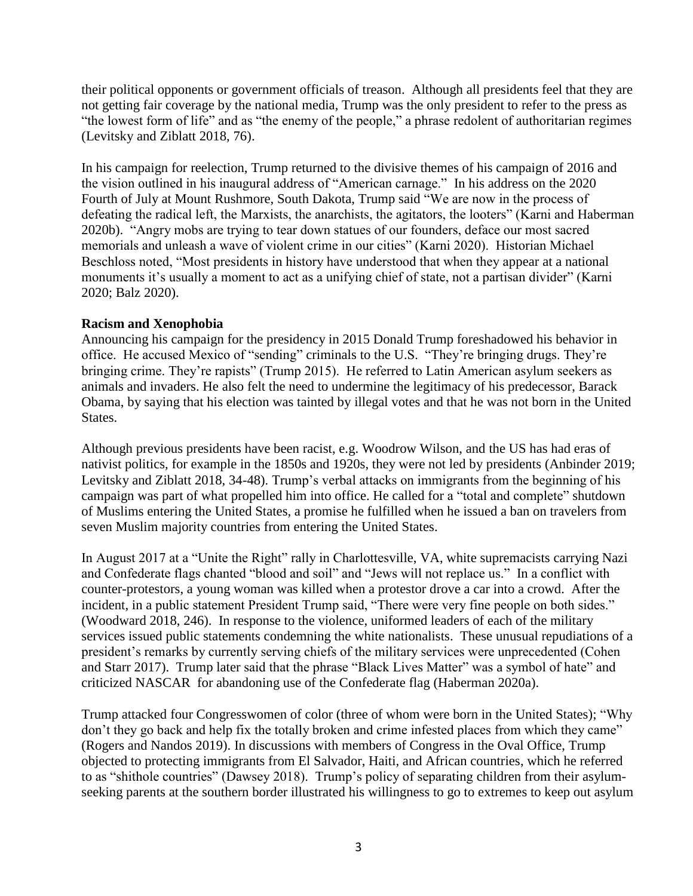their political opponents or government officials of treason. Although all presidents feel that they are not getting fair coverage by the national media, Trump was the only president to refer to the press as "the lowest form of life" and as "the enemy of the people," a phrase redolent of authoritarian regimes (Levitsky and Ziblatt 2018, 76).

In his campaign for reelection, Trump returned to the divisive themes of his campaign of 2016 and the vision outlined in his inaugural address of "American carnage." In his address on the 2020 Fourth of July at Mount Rushmore, South Dakota, Trump said "We are now in the process of defeating the radical left, the Marxists, the anarchists, the agitators, the looters" (Karni and Haberman 2020b). "Angry mobs are trying to tear down statues of our founders, deface our most sacred memorials and unleash a wave of violent crime in our cities" (Karni 2020). Historian Michael Beschloss noted, "Most presidents in history have understood that when they appear at a national monuments it's usually a moment to act as a unifying chief of state, not a partisan divider" (Karni 2020; Balz 2020).

**Racism and Xenophobia**

Announcing his campaign for the presidency in 2015 Donald Trump foreshadowed his behavior in office. He accused Mexico of "sending" criminals to the U.S. "They're bringing drugs. They're bringing crime. They're rapists" (Trump 2015). He referred to Latin American asylum seekers as animals and invaders. He also felt the need to undermine the legitimacy of his predecessor, Barack Obama, by saying that his election was tainted by illegal votes and that he was not born in the United States.

Although previous presidents have been racist, e.g. Woodrow Wilson, and the US has had eras of nativist politics, for example in the 1850s and 1920s, they were not led by presidents (Anbinder 2019; Levitsky and Ziblatt 2018, 34-48). Trump's verbal attacks on immigrants from the beginning of his campaign was part of what propelled him into office. He called for a "total and complete" shutdown of Muslims entering the United States, a promise he fulfilled when he issued a ban on travelers from seven Muslim majority countries from entering the United States.

In August 2017 at a "Unite the Right" rally in Charlottesville, VA, white supremacists carrying Nazi and Confederate flags chanted "blood and soil" and "Jews will not replace us." In a conflict with counter-protestors, a young woman was killed when a protestor drove a car into a crowd. After the incident, in a public statement President Trump said, "There were very fine people on both sides." (Woodward 2018, 246). In response to the violence, uniformed leaders of each of the military services issued public statements condemning the white nationalists. These unusual repudiations of a president's remarks by currently serving chiefs of the military services were unprecedented (Cohen and Starr 2017). Trump later said that the phrase "Black Lives Matter" was a symbol of hate" and criticized NASCAR for abandoning use of the Confederate flag (Haberman 2020a).

Trump attacked four Congresswomen of color (three of whom were born in the United States); "Why don't they go back and help fix the totally broken and crime infested places from which they came" (Rogers and Nandos 2019). In discussions with members of Congress in the Oval Office, Trump objected to protecting immigrants from El Salvador, Haiti, and African countries, which he referred to as "shithole countries" (Dawsey 2018). Trump's policy of separating children from their asylum-seeking parents at the southern border illustrated his willingness to go to extremes to keep out asylum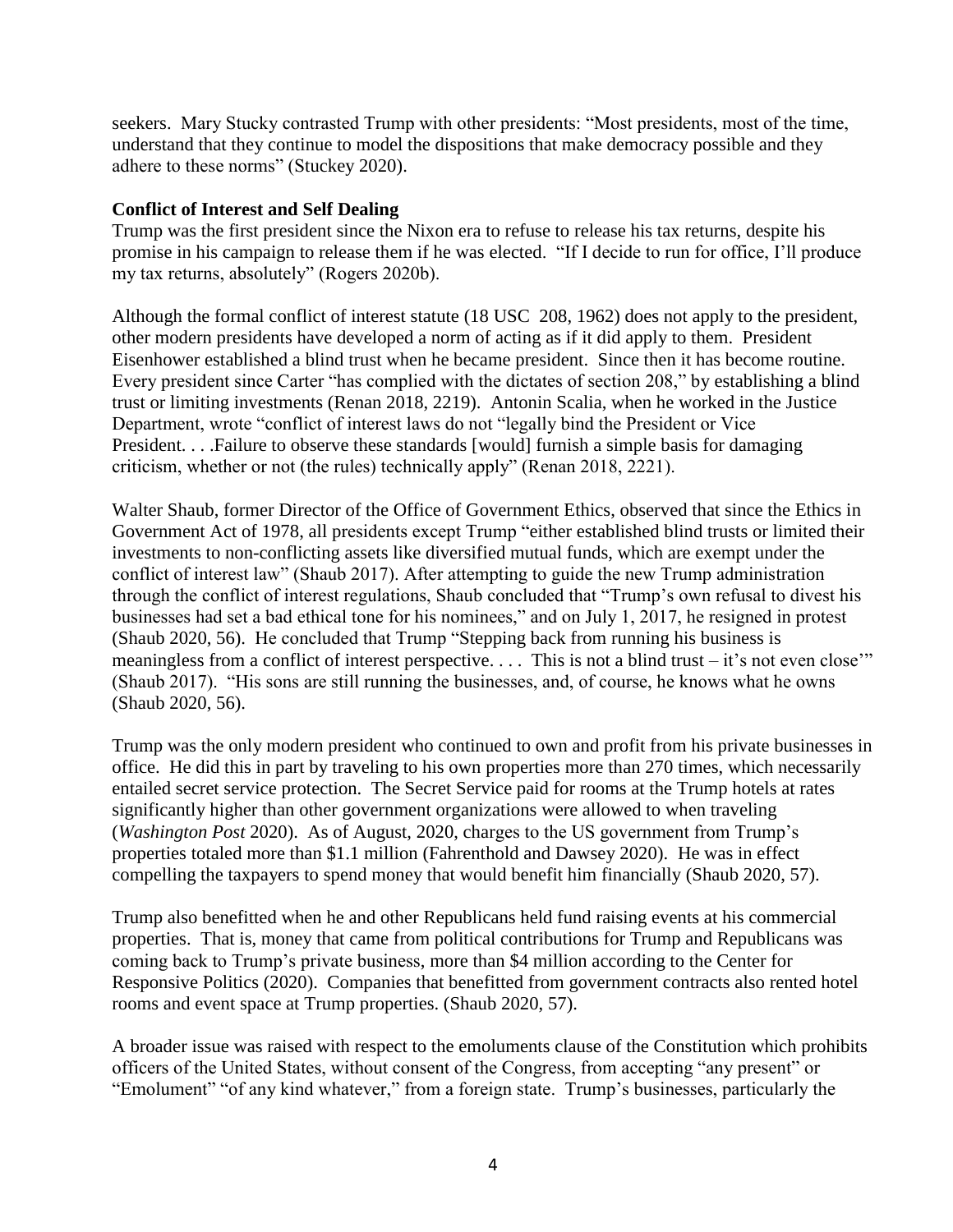seekers. Mary Stucky contrasted Trump with other presidents: "Most presidents, most of the time, understand that they continue to model the dispositions that make democracy possible and they adhere to these norms" (Stuckey 2020).

**Conflict of Interest and Self Dealing**

Trump was the first president since the Nixon era to refuse to release his tax returns, despite his promise in his campaign to release them if he was elected. "If I decide to run for office, I'll produce my tax returns, absolutely" (Rogers 2020b).

Although the formal conflict of interest statute (18 USC 208, 1962) does not apply to the president, other modern presidents have developed a norm of acting as if it did apply to them. President Eisenhower established a blind trust when he became president. Since then it has become routine. Every president since Carter "has complied with the dictates of section 208," by establishing a blind trust or limiting investments (Renan 2018, 2219). Antonin Scalia, when he worked in the Justice Department, wrote "conflict of interest laws do not "legally bind the President or Vice President. . . .Failure to observe these standards [would] furnish a simple basis for damaging criticism, whether or not (the rules) technically apply" (Renan 2018, 2221).

Walter Shaub, former Director of the Office of Government Ethics, observed that since the Ethics in Government Act of 1978, all presidents except Trump "either established blind trusts or limited their investments to non-conflicting assets like diversified mutual funds, which are exempt under the conflict of interest law" (Shaub 2017). After attempting to guide the new Trump administration through the conflict of interest regulations, Shaub concluded that "Trump's own refusal to divest his businesses had set a bad ethical tone for his nominees," and on July 1, 2017, he resigned in protest (Shaub 2020, 56). He concluded that Trump "Stepping back from running his business is meaningless from a conflict of interest perspective. . . . This is not a blind trust – it's not even close'" (Shaub 2017). "His sons are still running the businesses, and, of course, he knows what he owns (Shaub 2020, 56).

Trump was the only modern president who continued to own and profit from his private businesses in office. He did this in part by traveling to his own properties more than 270 times, which necessarily entailed secret service protection. The Secret Service paid for rooms at the Trump hotels at rates significantly higher than other government organizations were allowed to when traveling (*Washington Post* 2020). As of August, 2020, charges to the US government from Trump's properties totaled more than $1.1 million (Fahrenthold and Dawsey 2020). He was in effect compelling the taxpayers to spend money that would benefit him financially (Shaub 2020, 57).

Trump also benefitted when he and other Republicans held fund raising events at his commercial properties. That is, money that came from political contributions for Trump and Republicans was coming back to Trump's private business, more than $4 million according to the Center for Responsive Politics (2020). Companies that benefitted from government contracts also rented hotel rooms and event space at Trump properties. (Shaub 2020, 57).

A broader issue was raised with respect to the emoluments clause of the Constitution which prohibits officers of the United States, without consent of the Congress, from accepting "any present" or "Emolument" "of any kind whatever," from a foreign state. Trump's businesses, particularly the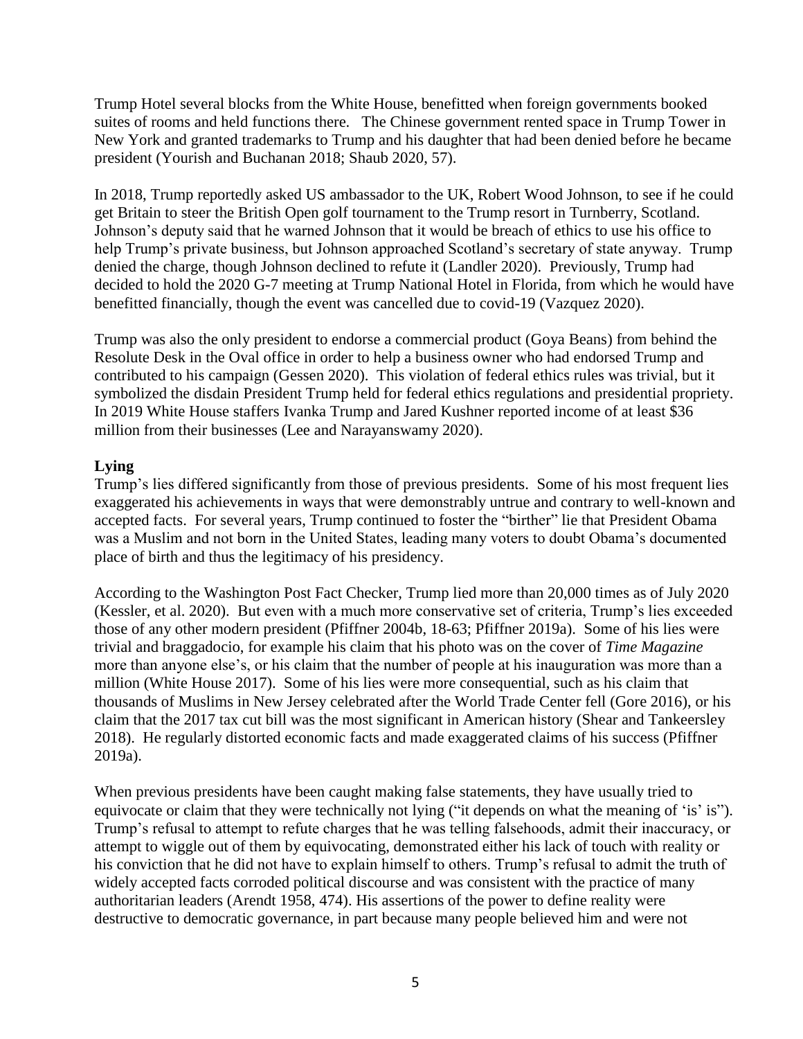Trump Hotel several blocks from the White House, benefitted when foreign governments booked suites of rooms and held functions there. The Chinese government rented space in Trump Tower in New York and granted trademarks to Trump and his daughter that had been denied before he became president (Yourish and Buchanan 2018; Shaub 2020, 57).

In 2018, Trump reportedly asked US ambassador to the UK, Robert Wood Johnson, to see if he could get Britain to steer the British Open golf tournament to the Trump resort in Turnberry, Scotland. Johnson's deputy said that he warned Johnson that it would be breach of ethics to use his office to help Trump's private business, but Johnson approached Scotland's secretary of state anyway. Trump denied the charge, though Johnson declined to refute it (Landler 2020). Previously, Trump had decided to hold the 2020 G-7 meeting at Trump National Hotel in Florida, from which he would have benefitted financially, though the event was cancelled due to covid-19 (Vazquez 2020).

Trump was also the only president to endorse a commercial product (Goya Beans) from behind the Resolute Desk in the Oval office in order to help a business owner who had endorsed Trump and contributed to his campaign (Gessen 2020). This violation of federal ethics rules was trivial, but it symbolized the disdain President Trump held for federal ethics regulations and presidential propriety. In 2019 White House staffers Ivanka Trump and Jared Kushner reported income of at least $36 million from their businesses (Lee and Narayanswamy 2020).

**Lying**

Trump's lies differed significantly from those of previous presidents. Some of his most frequent lies exaggerated his achievements in ways that were demonstrably untrue and contrary to well-known and accepted facts. For several years, Trump continued to foster the "birther" lie that President Obama was a Muslim and not born in the United States, leading many voters to doubt Obama's documented place of birth and thus the legitimacy of his presidency.

According to the Washington Post Fact Checker, Trump lied more than 20,000 times as of July 2020 (Kessler, et al. 2020). But even with a much more conservative set of criteria, Trump's lies exceeded those of any other modern president (Pfiffner 2004b, 18-63; Pfiffner 2019a). Some of his lies were trivial and braggadocio, for example his claim that his photo was on the cover of *Time Magazine* more than anyone else's, or his claim that the number of people at his inauguration was more than a million (White House 2017). Some of his lies were more consequential, such as his claim that thousands of Muslims in New Jersey celebrated after the World Trade Center fell (Gore 2016), or his claim that the 2017 tax cut bill was the most significant in American history (Shear and Tankeersley 2018). He regularly distorted economic facts and made exaggerated claims of his success (Pfiffner 2019a).

When previous presidents have been caught making false statements, they have usually tried to equivocate or claim that they were technically not lying ("it depends on what the meaning of 'is' is"). Trump's refusal to attempt to refute charges that he was telling falsehoods, admit their inaccuracy, or attempt to wiggle out of them by equivocating, demonstrated either his lack of touch with reality or his conviction that he did not have to explain himself to others. Trump's refusal to admit the truth of widely accepted facts corroded political discourse and was consistent with the practice of many authoritarian leaders (Arendt 1958, 474). His assertions of the power to define reality were destructive to democratic governance, in part because many people believed him and were not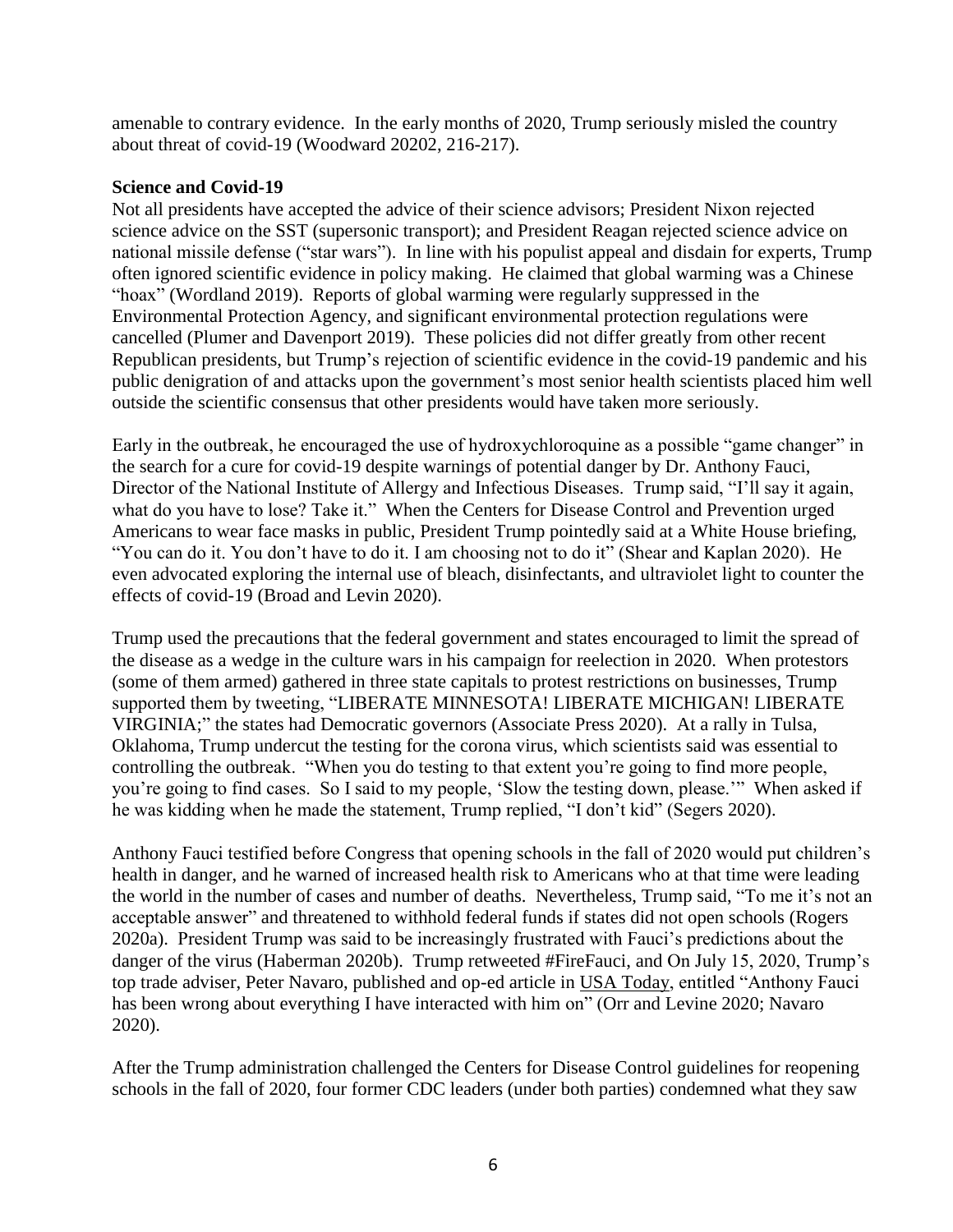amenable to contrary evidence. In the early months of 2020, Trump seriously misled the country about threat of covid-19 (Woodward 20202, 216-217).

**Science and Covid-19**

Not all presidents have accepted the advice of their science advisors; President Nixon rejected science advice on the SST (supersonic transport); and President Reagan rejected science advice on national missile defense ("star wars"). In line with his populist appeal and disdain for experts, Trump often ignored scientific evidence in policy making. He claimed that global warming was a Chinese "hoax" (Wordland 2019). Reports of global warming were regularly suppressed in the Environmental Protection Agency, and significant environmental protection regulations were cancelled (Plumer and Davenport 2019). These policies did not differ greatly from other recent Republican presidents, but Trump's rejection of scientific evidence in the covid-19 pandemic and his public denigration of and attacks upon the government's most senior health scientists placed him well outside the scientific consensus that other presidents would have taken more seriously.

Early in the outbreak, he encouraged the use of hydroxychloroquine as a possible "game changer" in the search for a cure for covid-19 despite warnings of potential danger by Dr. Anthony Fauci, Director of the National Institute of Allergy and Infectious Diseases. Trump said, "I'll say it again, what do you have to lose? Take it." When the Centers for Disease Control and Prevention urged Americans to wear face masks in public, President Trump pointedly said at a White House briefing, "You can do it. You don't have to do it. I am choosing not to do it" (Shear and Kaplan 2020). He even advocated exploring the internal use of bleach, disinfectants, and ultraviolet light to counter the effects of covid-19 (Broad and Levin 2020).

Trump used the precautions that the federal government and states encouraged to limit the spread of the disease as a wedge in the culture wars in his campaign for reelection in 2020. When protestors (some of them armed) gathered in three state capitals to protest restrictions on businesses, Trump supported them by tweeting, "LIBERATE MINNESOTA! LIBERATE MICHIGAN! LIBERATE VIRGINIA;" the states had Democratic governors (Associate Press 2020). At a rally in Tulsa, Oklahoma, Trump undercut the testing for the corona virus, which scientists said was essential to controlling the outbreak. "When you do testing to that extent you're going to find more people, you're going to find cases. So I said to my people, 'Slow the testing down, please.'" When asked if he was kidding when he made the statement, Trump replied, "I don't kid" (Segers 2020).

Anthony Fauci testified before Congress that opening schools in the fall of 2020 would put children's health in danger, and he warned of increased health risk to Americans who at that time were leading the world in the number of cases and number of deaths. Nevertheless, Trump said, "To me it's not an acceptable answer" and threatened to withhold federal funds if states did not open schools (Rogers 2020a). President Trump was said to be increasingly frustrated with Fauci's predictions about the danger of the virus (Haberman 2020b). Trump retweeted #FireFauci, and On July 15, 2020, Trump's top trade adviser, Peter Navaro, published and op-ed article in USA Today, entitled "Anthony Fauci has been wrong about everything I have interacted with him on" (Orr and Levine 2020; Navaro 2020).

After the Trump administration challenged the Centers for Disease Control guidelines for reopening schools in the fall of 2020, four former CDC leaders (under both parties) condemned what they saw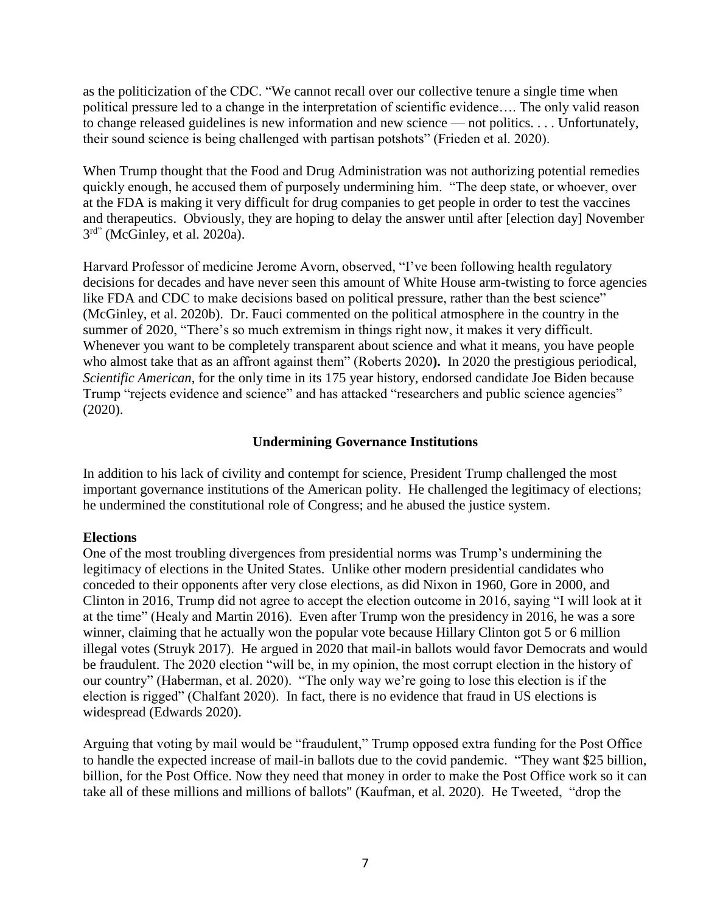as the politicization of the CDC. "We cannot recall over our collective tenure a single time when political pressure led to a change in the interpretation of scientific evidence…. The only valid reason to change released guidelines is new information and new science — not politics. . . . Unfortunately, their sound science is being challenged with partisan potshots" (Frieden et al. 2020).

When Trump thought that the Food and Drug Administration was not authorizing potential remedies quickly enough, he accused them of purposely undermining him. "The deep state, or whoever, over at the FDA is making it very difficult for drug companies to get people in order to test the vaccines and therapeutics. Obviously, they are hoping to delay the answer until after [election day] November 3rd" (McGinley, et al. 2020a).

Harvard Professor of medicine Jerome Avorn, observed, "I've been following health regulatory decisions for decades and have never seen this amount of White House arm-twisting to force agencies like FDA and CDC to make decisions based on political pressure, rather than the best science" (McGinley, et al. 2020b). Dr. Fauci commented on the political atmosphere in the country in the summer of 2020, "There's so much extremism in things right now, it makes it very difficult. Whenever you want to be completely transparent about science and what it means, you have people who almost take that as an affront against them" (Roberts 2020**).** In 2020 the prestigious periodical, *Scientific American*, for the only time in its 175 year history, endorsed candidate Joe Biden because Trump "rejects evidence and science" and has attacked "researchers and public science agencies" (2020).

## Undermining Governance Institutions

In addition to his lack of civility and contempt for science, President Trump challenged the most important governance institutions of the American polity. He challenged the legitimacy of elections; he undermined the constitutional role of Congress; and he abused the justice system.

### Elections

One of the most troubling divergences from presidential norms was Trump's undermining the legitimacy of elections in the United States. Unlike other modern presidential candidates who conceded to their opponents after very close elections, as did Nixon in 1960, Gore in 2000, and Clinton in 2016, Trump did not agree to accept the election outcome in 2016, saying "I will look at it at the time" (Healy and Martin 2016). Even after Trump won the presidency in 2016, he was a sore winner, claiming that he actually won the popular vote because Hillary Clinton got 5 or 6 million illegal votes (Struyk 2017). He argued in 2020 that mail-in ballots would favor Democrats and would be fraudulent. The 2020 election "will be, in my opinion, the most corrupt election in the history of our country" (Haberman, et al. 2020). "The only way we're going to lose this election is if the election is rigged" (Chalfant 2020). In fact, there is no evidence that fraud in US elections is widespread (Edwards 2020).

Arguing that voting by mail would be "fraudulent," Trump opposed extra funding for the Post Office to handle the expected increase of mail-in ballots due to the covid pandemic. "They want $25 billion, billion, for the Post Office. Now they need that money in order to make the Post Office work so it can take all of these millions and millions of ballots" (Kaufman, et al. 2020). He Tweeted, "drop the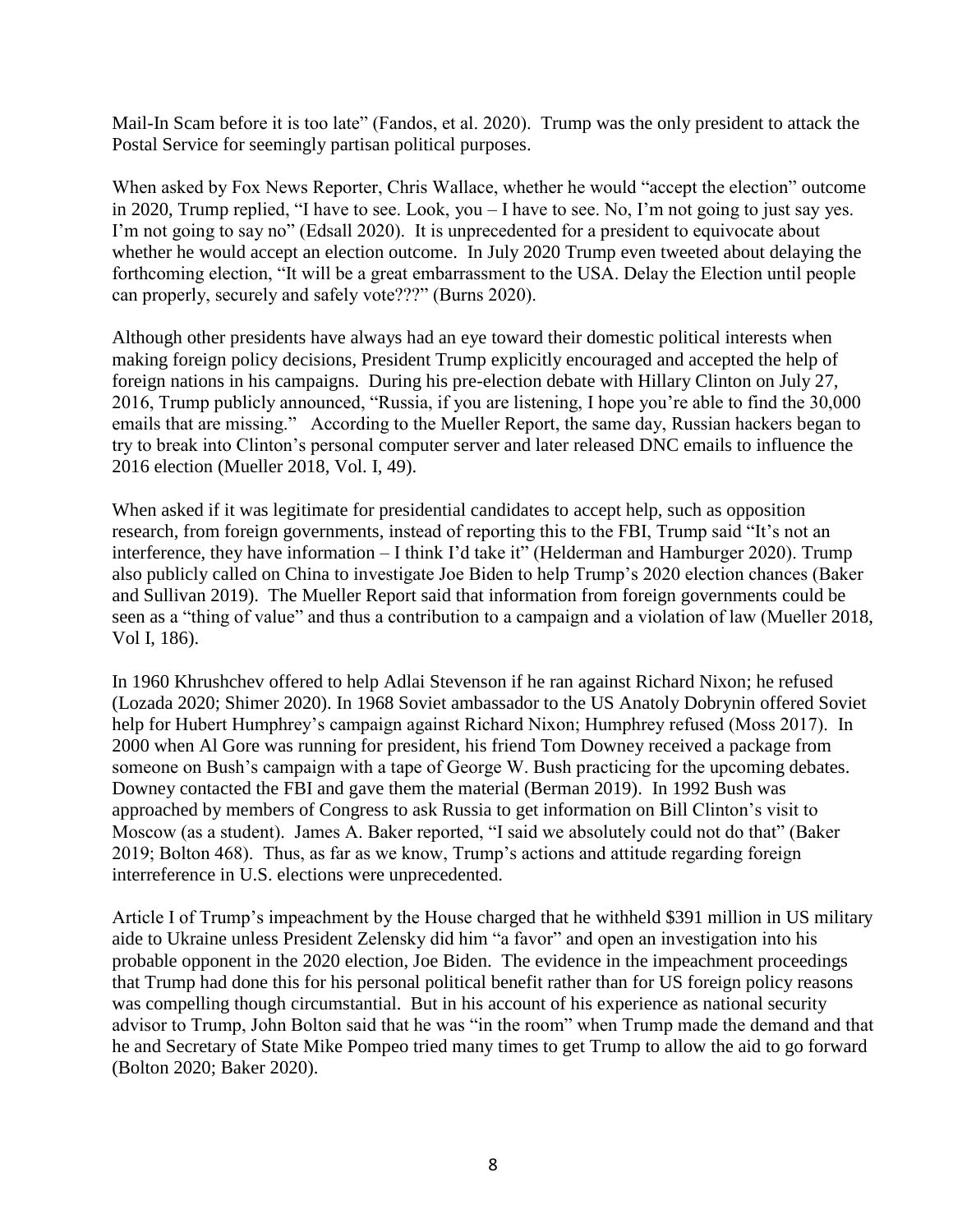Mail-In Scam before it is too late" (Fandos, et al. 2020). Trump was the only president to attack the Postal Service for seemingly partisan political purposes.

When asked by Fox News Reporter, Chris Wallace, whether he would "accept the election" outcome in 2020, Trump replied, "I have to see. Look, you – I have to see. No, I'm not going to just say yes. I'm not going to say no" (Edsall 2020). It is unprecedented for a president to equivocate about whether he would accept an election outcome. In July 2020 Trump even tweeted about delaying the forthcoming election, "It will be a great embarrassment to the USA. Delay the Election until people can properly, securely and safely vote???" (Burns 2020).

Although other presidents have always had an eye toward their domestic political interests when making foreign policy decisions, President Trump explicitly encouraged and accepted the help of foreign nations in his campaigns. During his pre-election debate with Hillary Clinton on July 27, 2016, Trump publicly announced, "Russia, if you are listening, I hope you're able to find the 30,000 emails that are missing." According to the Mueller Report, the same day, Russian hackers began to try to break into Clinton's personal computer server and later released DNC emails to influence the 2016 election (Mueller 2018, Vol. I, 49).

When asked if it was legitimate for presidential candidates to accept help, such as opposition research, from foreign governments, instead of reporting this to the FBI, Trump said "It's not an interference, they have information – I think I'd take it" (Helderman and Hamburger 2020). Trump also publicly called on China to investigate Joe Biden to help Trump's 2020 election chances (Baker and Sullivan 2019). The Mueller Report said that information from foreign governments could be seen as a "thing of value" and thus a contribution to a campaign and a violation of law (Mueller 2018, Vol I, 186).

In 1960 Khrushchev offered to help Adlai Stevenson if he ran against Richard Nixon; he refused (Lozada 2020; Shimer 2020). In 1968 Soviet ambassador to the US Anatoly Dobrynin offered Soviet help for Hubert Humphrey's campaign against Richard Nixon; Humphrey refused (Moss 2017). In 2000 when Al Gore was running for president, his friend Tom Downey received a package from someone on Bush's campaign with a tape of George W. Bush practicing for the upcoming debates. Downey contacted the FBI and gave them the material (Berman 2019). In 1992 Bush was approached by members of Congress to ask Russia to get information on Bill Clinton's visit to Moscow (as a student). James A. Baker reported, "I said we absolutely could not do that" (Baker 2019; Bolton 468). Thus, as far as we know, Trump's actions and attitude regarding foreign interreference in U.S. elections were unprecedented.

Article I of Trump's impeachment by the House charged that he withheld $391 million in US military aide to Ukraine unless President Zelensky did him "a favor" and open an investigation into his probable opponent in the 2020 election, Joe Biden. The evidence in the impeachment proceedings that Trump had done this for his personal political benefit rather than for US foreign policy reasons was compelling though circumstantial. But in his account of his experience as national security advisor to Trump, John Bolton said that he was "in the room" when Trump made the demand and that he and Secretary of State Mike Pompeo tried many times to get Trump to allow the aid to go forward (Bolton 2020; Baker 2020).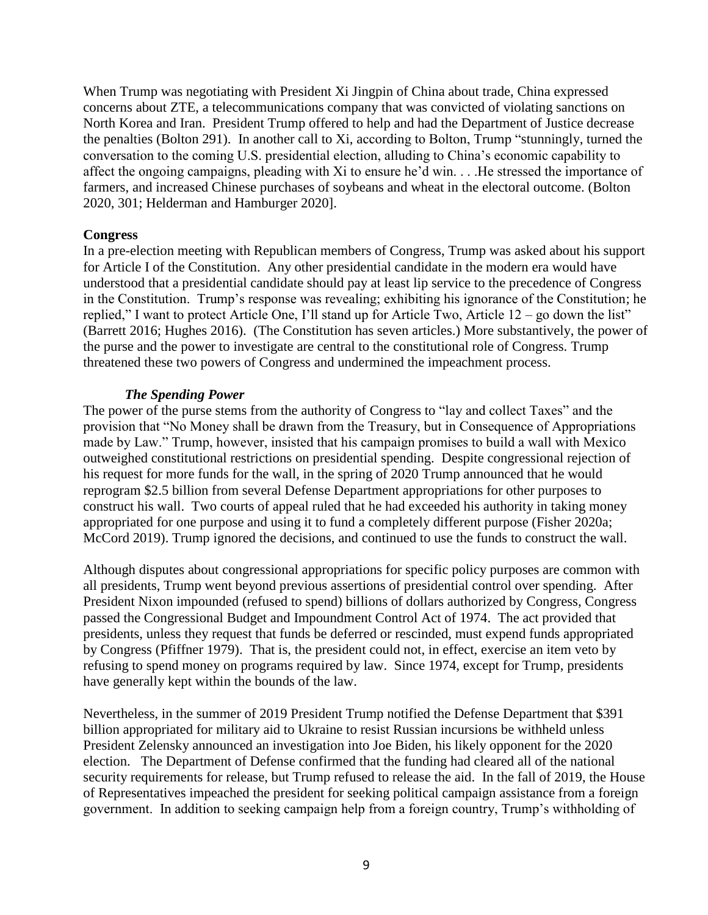When Trump was negotiating with President Xi Jingpin of China about trade, China expressed concerns about ZTE, a telecommunications company that was convicted of violating sanctions on North Korea and Iran. President Trump offered to help and had the Department of Justice decrease the penalties (Bolton 291). In another call to Xi, according to Bolton, Trump "stunningly, turned the conversation to the coming U.S. presidential election, alluding to China's economic capability to affect the ongoing campaigns, pleading with Xi to ensure he'd win. . . .He stressed the importance of farmers, and increased Chinese purchases of soybeans and wheat in the electoral outcome. (Bolton 2020, 301; Helderman and Hamburger 2020].

**Congress**

In a pre-election meeting with Republican members of Congress, Trump was asked about his support for Article I of the Constitution. Any other presidential candidate in the modern era would have understood that a presidential candidate should pay at least lip service to the precedence of Congress in the Constitution. Trump's response was revealing; exhibiting his ignorance of the Constitution; he replied," I want to protect Article One, I'll stand up for Article Two, Article 12 – go down the list" (Barrett 2016; Hughes 2016). (The Constitution has seven articles.) More substantively, the power of the purse and the power to investigate are central to the constitutional role of Congress. Trump threatened these two powers of Congress and undermined the impeachment process.

***The Spending Power***

The power of the purse stems from the authority of Congress to "lay and collect Taxes" and the provision that "No Money shall be drawn from the Treasury, but in Consequence of Appropriations made by Law." Trump, however, insisted that his campaign promises to build a wall with Mexico outweighed constitutional restrictions on presidential spending. Despite congressional rejection of his request for more funds for the wall, in the spring of 2020 Trump announced that he would reprogram $2.5 billion from several Defense Department appropriations for other purposes to construct his wall. Two courts of appeal ruled that he had exceeded his authority in taking money appropriated for one purpose and using it to fund a completely different purpose (Fisher 2020a; McCord 2019). Trump ignored the decisions, and continued to use the funds to construct the wall.

Although disputes about congressional appropriations for specific policy purposes are common with all presidents, Trump went beyond previous assertions of presidential control over spending. After President Nixon impounded (refused to spend) billions of dollars authorized by Congress, Congress passed the Congressional Budget and Impoundment Control Act of 1974. The act provided that presidents, unless they request that funds be deferred or rescinded, must expend funds appropriated by Congress (Pfiffner 1979). That is, the president could not, in effect, exercise an item veto by refusing to spend money on programs required by law. Since 1974, except for Trump, presidents have generally kept within the bounds of the law.

Nevertheless, in the summer of 2019 President Trump notified the Defense Department that $391 billion appropriated for military aid to Ukraine to resist Russian incursions be withheld unless President Zelensky announced an investigation into Joe Biden, his likely opponent for the 2020 election. The Department of Defense confirmed that the funding had cleared all of the national security requirements for release, but Trump refused to release the aid. In the fall of 2019, the House of Representatives impeached the president for seeking political campaign assistance from a foreign government. In addition to seeking campaign help from a foreign country, Trump's withholding of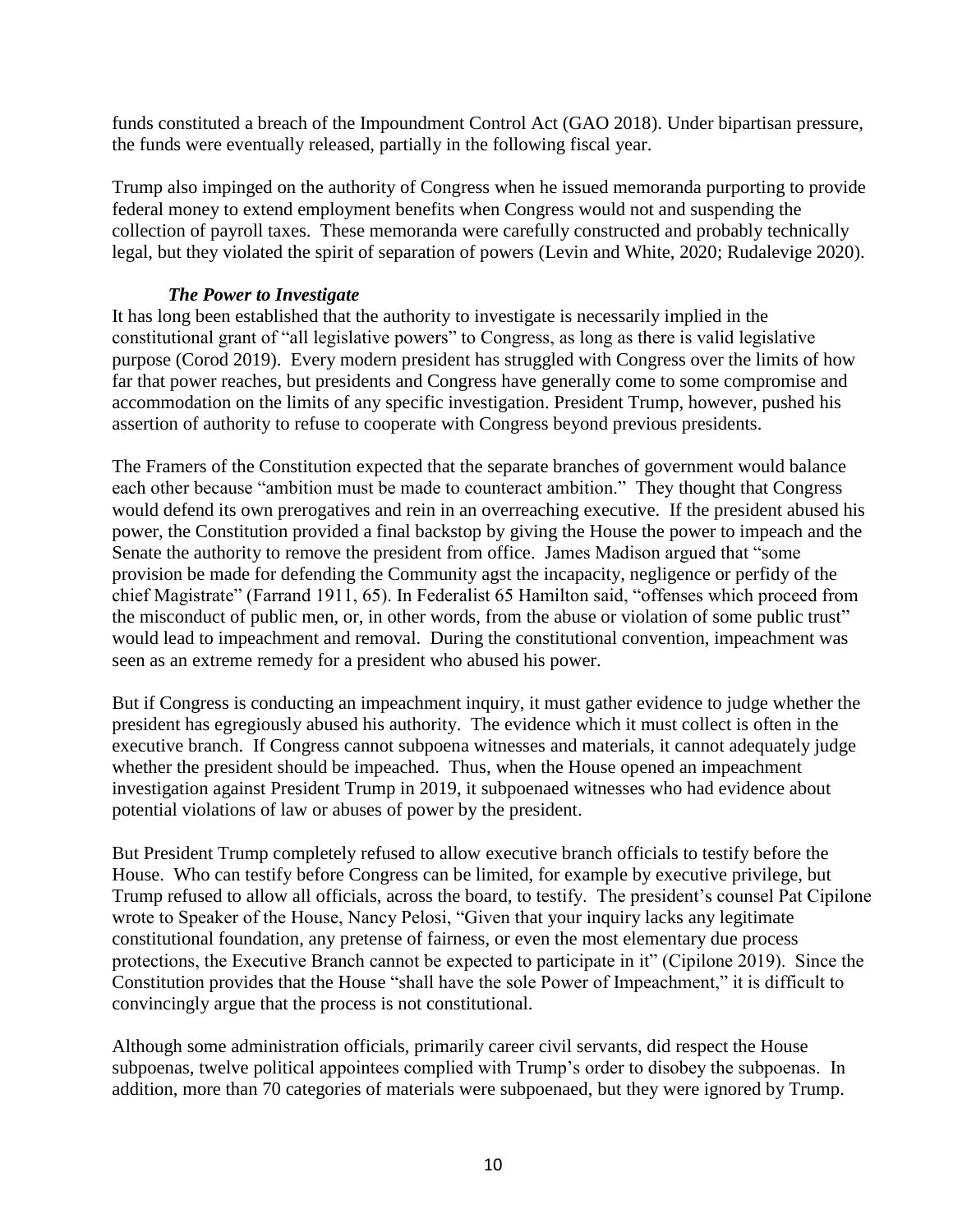funds constituted a breach of the Impoundment Control Act (GAO 2018). Under bipartisan pressure, the funds were eventually released, partially in the following fiscal year.

Trump also impinged on the authority of Congress when he issued memoranda purporting to provide federal money to extend employment benefits when Congress would not and suspending the collection of payroll taxes. These memoranda were carefully constructed and probably technically legal, but they violated the spirit of separation of powers (Levin and White, 2020; Rudalevige 2020).

### *The Power to Investigate*

It has long been established that the authority to investigate is necessarily implied in the constitutional grant of "all legislative powers" to Congress, as long as there is valid legislative purpose (Corod 2019). Every modern president has struggled with Congress over the limits of how far that power reaches, but presidents and Congress have generally come to some compromise and accommodation on the limits of any specific investigation. President Trump, however, pushed his assertion of authority to refuse to cooperate with Congress beyond previous presidents.

The Framers of the Constitution expected that the separate branches of government would balance each other because "ambition must be made to counteract ambition." They thought that Congress would defend its own prerogatives and rein in an overreaching executive. If the president abused his power, the Constitution provided a final backstop by giving the House the power to impeach and the Senate the authority to remove the president from office. James Madison argued that "some provision be made for defending the Community agst the incapacity, negligence or perfidy of the chief Magistrate" (Farrand 1911, 65). In Federalist 65 Hamilton said, "offenses which proceed from the misconduct of public men, or, in other words, from the abuse or violation of some public trust" would lead to impeachment and removal. During the constitutional convention, impeachment was seen as an extreme remedy for a president who abused his power.

But if Congress is conducting an impeachment inquiry, it must gather evidence to judge whether the president has egregiously abused his authority. The evidence which it must collect is often in the executive branch. If Congress cannot subpoena witnesses and materials, it cannot adequately judge whether the president should be impeached. Thus, when the House opened an impeachment investigation against President Trump in 2019, it subpoenaed witnesses who had evidence about potential violations of law or abuses of power by the president.

But President Trump completely refused to allow executive branch officials to testify before the House. Who can testify before Congress can be limited, for example by executive privilege, but Trump refused to allow all officials, across the board, to testify. The president's counsel Pat Cipilone wrote to Speaker of the House, Nancy Pelosi, "Given that your inquiry lacks any legitimate constitutional foundation, any pretense of fairness, or even the most elementary due process protections, the Executive Branch cannot be expected to participate in it" (Cipilone 2019). Since the Constitution provides that the House "shall have the sole Power of Impeachment," it is difficult to convincingly argue that the process is not constitutional.

Although some administration officials, primarily career civil servants, did respect the House subpoenas, twelve political appointees complied with Trump's order to disobey the subpoenas. In addition, more than 70 categories of materials were subpoenaed, but they were ignored by Trump.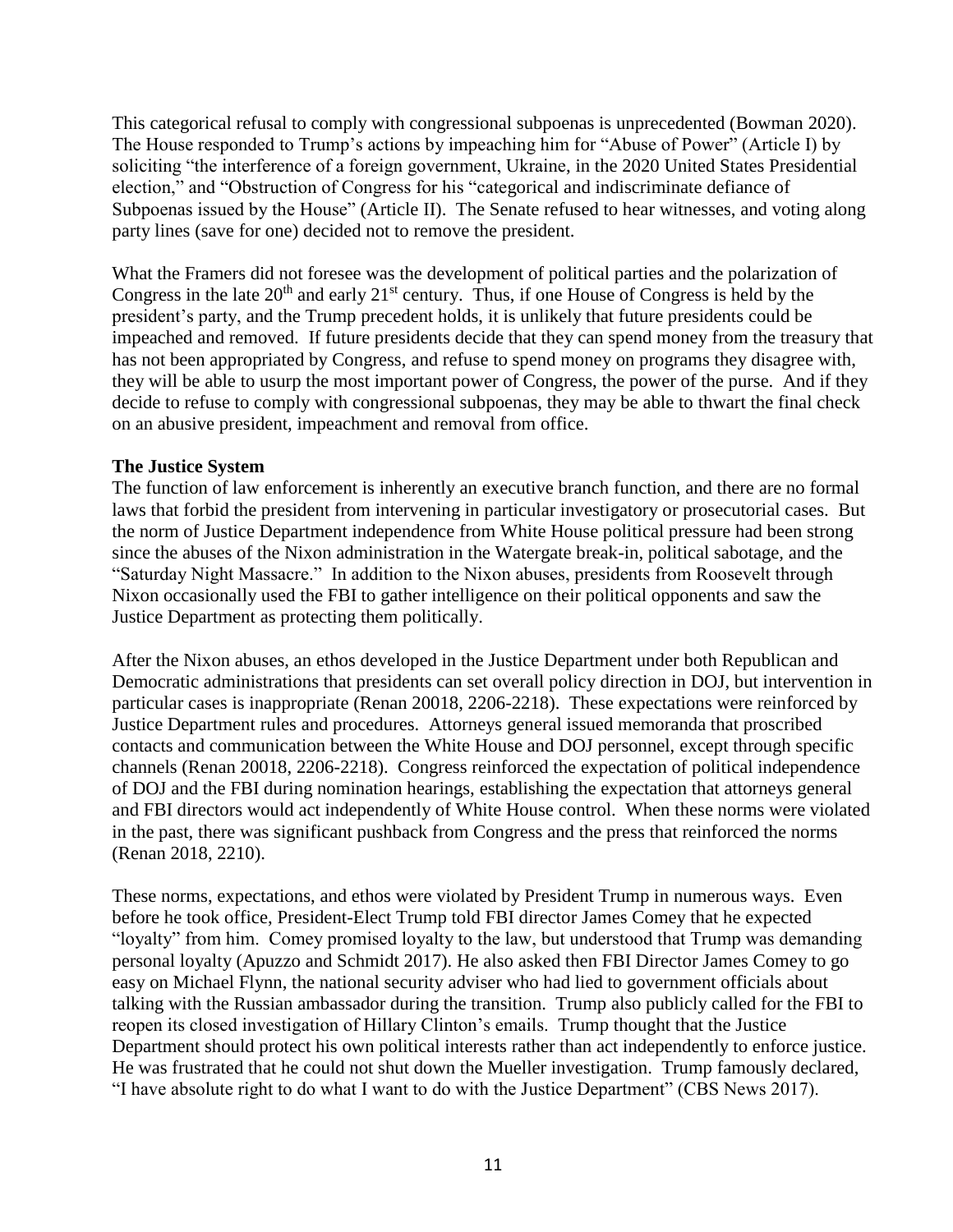This categorical refusal to comply with congressional subpoenas is unprecedented (Bowman 2020). The House responded to Trump's actions by impeaching him for "Abuse of Power" (Article I) by soliciting "the interference of a foreign government, Ukraine, in the 2020 United States Presidential election," and "Obstruction of Congress for his "categorical and indiscriminate defiance of Subpoenas issued by the House" (Article II). The Senate refused to hear witnesses, and voting along party lines (save for one) decided not to remove the president.

What the Framers did not foresee was the development of political parties and the polarization of Congress in the late 20th and early 21st century. Thus, if one House of Congress is held by the president's party, and the Trump precedent holds, it is unlikely that future presidents could be impeached and removed. If future presidents decide that they can spend money from the treasury that has not been appropriated by Congress, and refuse to spend money on programs they disagree with, they will be able to usurp the most important power of Congress, the power of the purse. And if they decide to refuse to comply with congressional subpoenas, they may be able to thwart the final check on an abusive president, impeachment and removal from office.

**The Justice System**

The function of law enforcement is inherently an executive branch function, and there are no formal laws that forbid the president from intervening in particular investigatory or prosecutorial cases. But the norm of Justice Department independence from White House political pressure had been strong since the abuses of the Nixon administration in the Watergate break-in, political sabotage, and the "Saturday Night Massacre." In addition to the Nixon abuses, presidents from Roosevelt through Nixon occasionally used the FBI to gather intelligence on their political opponents and saw the Justice Department as protecting them politically.

After the Nixon abuses, an ethos developed in the Justice Department under both Republican and Democratic administrations that presidents can set overall policy direction in DOJ, but intervention in particular cases is inappropriate (Renan 20018, 2206-2218). These expectations were reinforced by Justice Department rules and procedures. Attorneys general issued memoranda that proscribed contacts and communication between the White House and DOJ personnel, except through specific channels (Renan 20018, 2206-2218). Congress reinforced the expectation of political independence of DOJ and the FBI during nomination hearings, establishing the expectation that attorneys general and FBI directors would act independently of White House control. When these norms were violated in the past, there was significant pushback from Congress and the press that reinforced the norms (Renan 2018, 2210).

These norms, expectations, and ethos were violated by President Trump in numerous ways. Even before he took office, President-Elect Trump told FBI director James Comey that he expected "loyalty" from him. Comey promised loyalty to the law, but understood that Trump was demanding personal loyalty (Apuzzo and Schmidt 2017). He also asked then FBI Director James Comey to go easy on Michael Flynn, the national security adviser who had lied to government officials about talking with the Russian ambassador during the transition. Trump also publicly called for the FBI to reopen its closed investigation of Hillary Clinton's emails. Trump thought that the Justice Department should protect his own political interests rather than act independently to enforce justice. He was frustrated that he could not shut down the Mueller investigation. Trump famously declared, "I have absolute right to do what I want to do with the Justice Department" (CBS News 2017).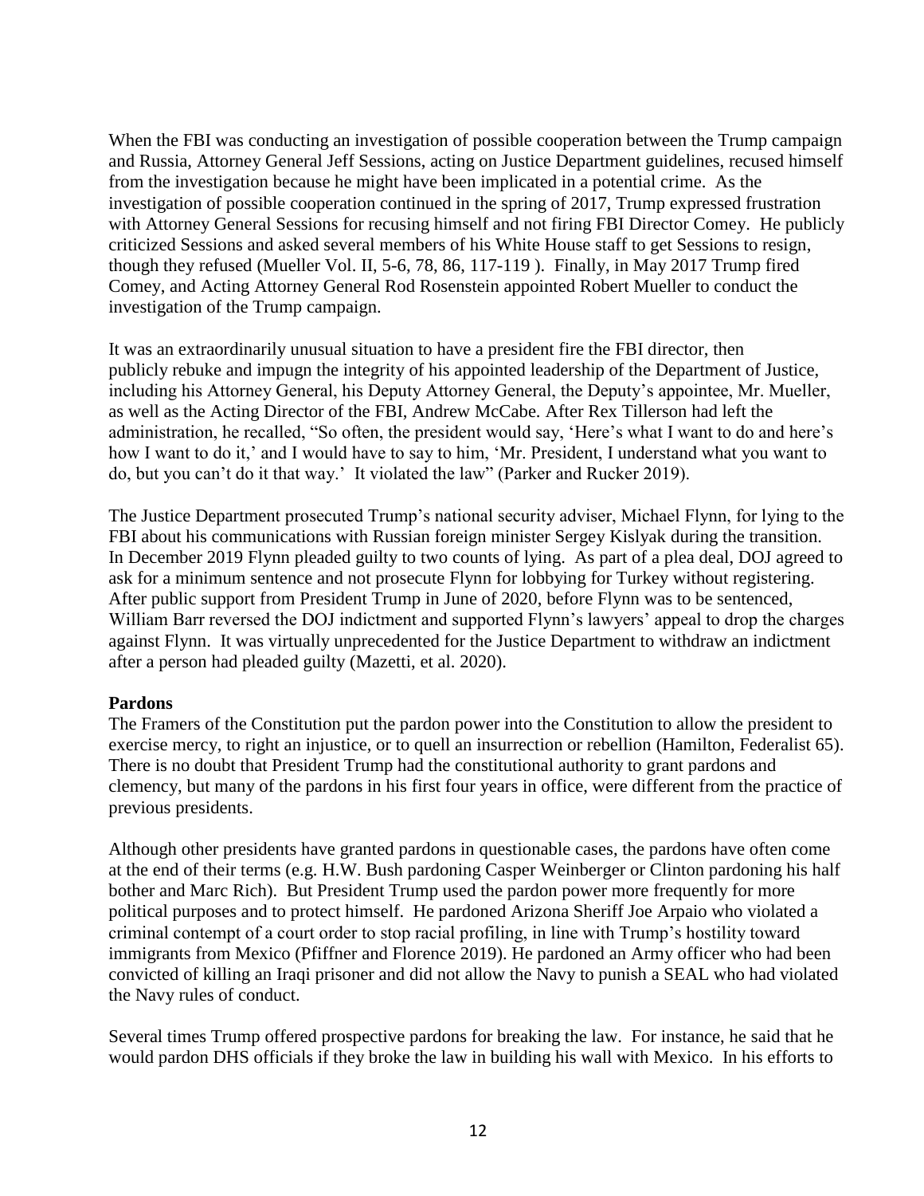When the FBI was conducting an investigation of possible cooperation between the Trump campaign and Russia, Attorney General Jeff Sessions, acting on Justice Department guidelines, recused himself from the investigation because he might have been implicated in a potential crime. As the investigation of possible cooperation continued in the spring of 2017, Trump expressed frustration with Attorney General Sessions for recusing himself and not firing FBI Director Comey. He publicly criticized Sessions and asked several members of his White House staff to get Sessions to resign, though they refused (Mueller Vol. II, 5-6, 78, 86, 117-119 ). Finally, in May 2017 Trump fired Comey, and Acting Attorney General Rod Rosenstein appointed Robert Mueller to conduct the investigation of the Trump campaign.

It was an extraordinarily unusual situation to have a president fire the FBI director, then publicly rebuke and impugn the integrity of his appointed leadership of the Department of Justice, including his Attorney General, his Deputy Attorney General, the Deputy's appointee, Mr. Mueller, as well as the Acting Director of the FBI, Andrew McCabe. After Rex Tillerson had left the administration, he recalled, "So often, the president would say, 'Here's what I want to do and here's how I want to do it,' and I would have to say to him, 'Mr. President, I understand what you want to do, but you can't do it that way.' It violated the law" (Parker and Rucker 2019).

The Justice Department prosecuted Trump's national security adviser, Michael Flynn, for lying to the FBI about his communications with Russian foreign minister Sergey Kislyak during the transition. In December 2019 Flynn pleaded guilty to two counts of lying. As part of a plea deal, DOJ agreed to ask for a minimum sentence and not prosecute Flynn for lobbying for Turkey without registering. After public support from President Trump in June of 2020, before Flynn was to be sentenced, William Barr reversed the DOJ indictment and supported Flynn's lawyers' appeal to drop the charges against Flynn. It was virtually unprecedented for the Justice Department to withdraw an indictment after a person had pleaded guilty (Mazetti, et al. 2020).

**Pardons**

The Framers of the Constitution put the pardon power into the Constitution to allow the president to exercise mercy, to right an injustice, or to quell an insurrection or rebellion (Hamilton, Federalist 65). There is no doubt that President Trump had the constitutional authority to grant pardons and clemency, but many of the pardons in his first four years in office, were different from the practice of previous presidents.

Although other presidents have granted pardons in questionable cases, the pardons have often come at the end of their terms (e.g. H.W. Bush pardoning Casper Weinberger or Clinton pardoning his half bother and Marc Rich). But President Trump used the pardon power more frequently for more political purposes and to protect himself. He pardoned Arizona Sheriff Joe Arpaio who violated a criminal contempt of a court order to stop racial profiling, in line with Trump's hostility toward immigrants from Mexico (Pfiffner and Florence 2019). He pardoned an Army officer who had been convicted of killing an Iraqi prisoner and did not allow the Navy to punish a SEAL who had violated the Navy rules of conduct.

Several times Trump offered prospective pardons for breaking the law. For instance, he said that he would pardon DHS officials if they broke the law in building his wall with Mexico. In his efforts to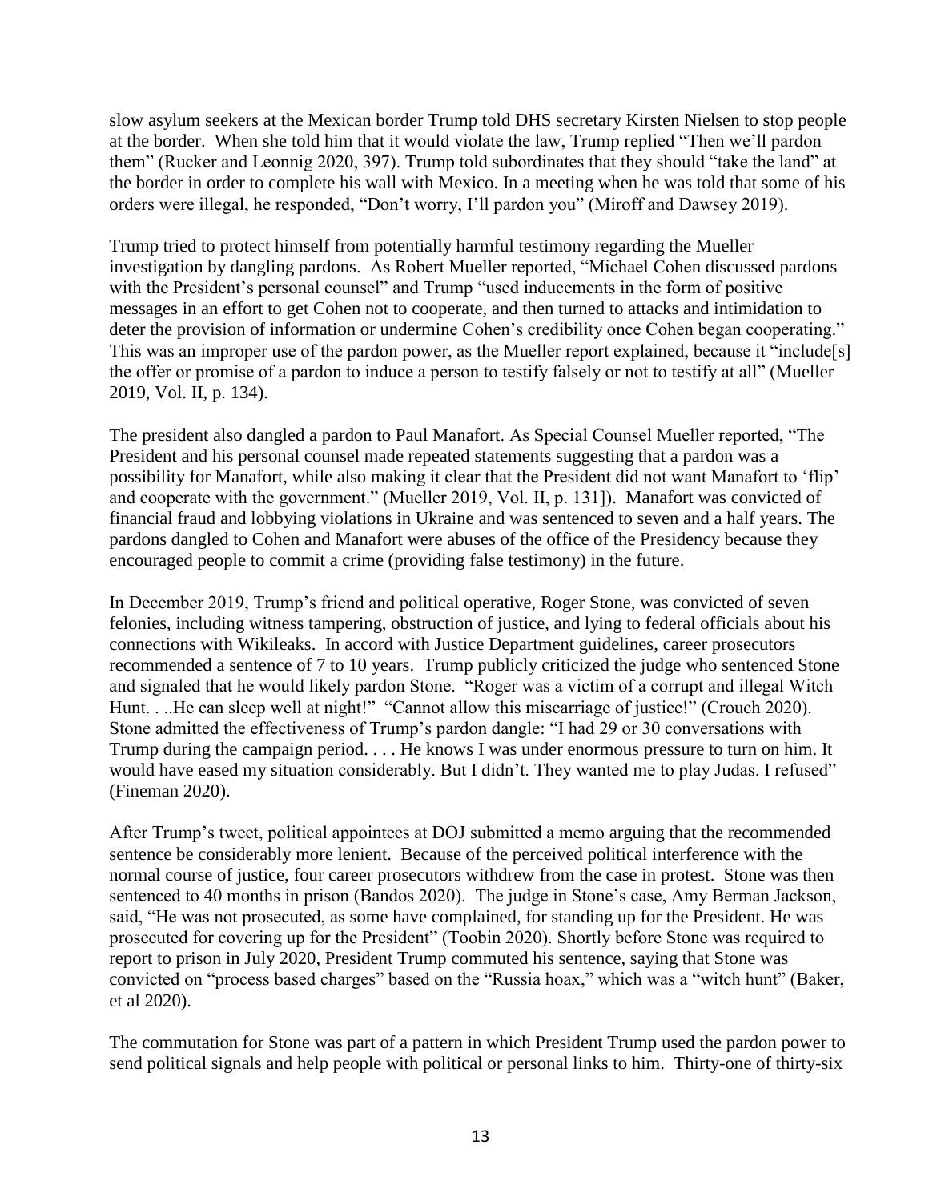slow asylum seekers at the Mexican border Trump told DHS secretary Kirsten Nielsen to stop people at the border. When she told him that it would violate the law, Trump replied "Then we'll pardon them" (Rucker and Leonnig 2020, 397). Trump told subordinates that they should "take the land" at the border in order to complete his wall with Mexico. In a meeting when he was told that some of his orders were illegal, he responded, "Don't worry, I'll pardon you" (Miroff and Dawsey 2019).

Trump tried to protect himself from potentially harmful testimony regarding the Mueller investigation by dangling pardons. As Robert Mueller reported, "Michael Cohen discussed pardons with the President's personal counsel" and Trump "used inducements in the form of positive messages in an effort to get Cohen not to cooperate, and then turned to attacks and intimidation to deter the provision of information or undermine Cohen's credibility once Cohen began cooperating." This was an improper use of the pardon power, as the Mueller report explained, because it "include[s] the offer or promise of a pardon to induce a person to testify falsely or not to testify at all" (Mueller 2019, Vol. II, p. 134).

The president also dangled a pardon to Paul Manafort. As Special Counsel Mueller reported, "The President and his personal counsel made repeated statements suggesting that a pardon was a possibility for Manafort, while also making it clear that the President did not want Manafort to 'flip' and cooperate with the government." (Mueller 2019, Vol. II, p. 131]). Manafort was convicted of financial fraud and lobbying violations in Ukraine and was sentenced to seven and a half years. The pardons dangled to Cohen and Manafort were abuses of the office of the Presidency because they encouraged people to commit a crime (providing false testimony) in the future.

In December 2019, Trump's friend and political operative, Roger Stone, was convicted of seven felonies, including witness tampering, obstruction of justice, and lying to federal officials about his connections with Wikileaks. In accord with Justice Department guidelines, career prosecutors recommended a sentence of 7 to 10 years. Trump publicly criticized the judge who sentenced Stone and signaled that he would likely pardon Stone. "Roger was a victim of a corrupt and illegal Witch Hunt. . ..He can sleep well at night!" "Cannot allow this miscarriage of justice!" (Crouch 2020). Stone admitted the effectiveness of Trump's pardon dangle: "I had 29 or 30 conversations with Trump during the campaign period. . . . He knows I was under enormous pressure to turn on him. It would have eased my situation considerably. But I didn't. They wanted me to play Judas. I refused" (Fineman 2020).

After Trump's tweet, political appointees at DOJ submitted a memo arguing that the recommended sentence be considerably more lenient. Because of the perceived political interference with the normal course of justice, four career prosecutors withdrew from the case in protest. Stone was then sentenced to 40 months in prison (Bandos 2020). The judge in Stone's case, Amy Berman Jackson, said, "He was not prosecuted, as some have complained, for standing up for the President. He was prosecuted for covering up for the President" (Toobin 2020). Shortly before Stone was required to report to prison in July 2020, President Trump commuted his sentence, saying that Stone was convicted on "process based charges" based on the "Russia hoax," which was a "witch hunt" (Baker, et al 2020).

The commutation for Stone was part of a pattern in which President Trump used the pardon power to send political signals and help people with political or personal links to him. Thirty-one of thirty-six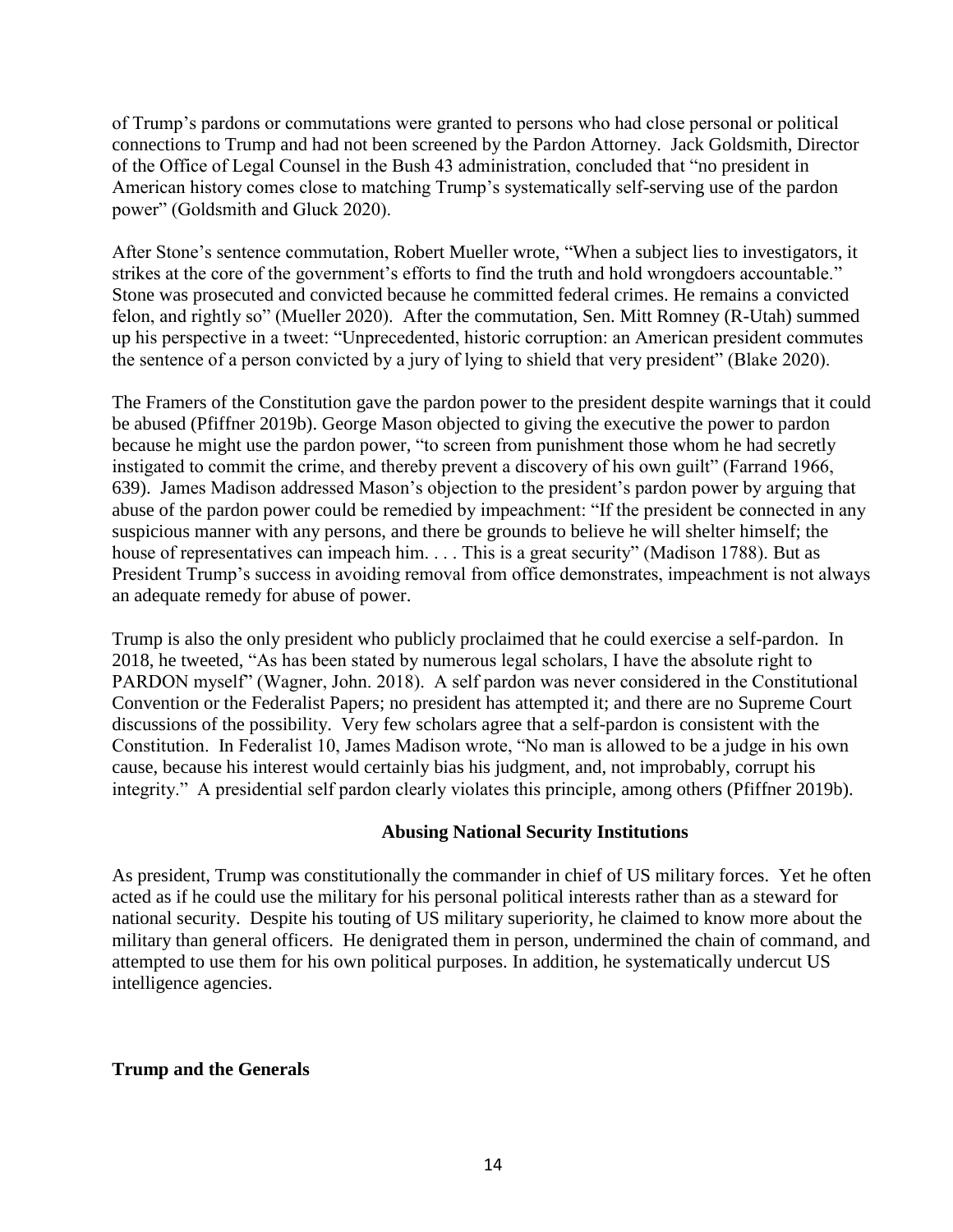of Trump's pardons or commutations were granted to persons who had close personal or political connections to Trump and had not been screened by the Pardon Attorney. Jack Goldsmith, Director of the Office of Legal Counsel in the Bush 43 administration, concluded that "no president in American history comes close to matching Trump's systematically self-serving use of the pardon power" (Goldsmith and Gluck 2020).

After Stone's sentence commutation, Robert Mueller wrote, "When a subject lies to investigators, it strikes at the core of the government's efforts to find the truth and hold wrongdoers accountable." Stone was prosecuted and convicted because he committed federal crimes. He remains a convicted felon, and rightly so" (Mueller 2020). After the commutation, Sen. Mitt Romney (R-Utah) summed up his perspective in a tweet: "Unprecedented, historic corruption: an American president commutes the sentence of a person convicted by a jury of lying to shield that very president" (Blake 2020).

The Framers of the Constitution gave the pardon power to the president despite warnings that it could be abused (Pfiffner 2019b). George Mason objected to giving the executive the power to pardon because he might use the pardon power, "to screen from punishment those whom he had secretly instigated to commit the crime, and thereby prevent a discovery of his own guilt" (Farrand 1966, 639). James Madison addressed Mason's objection to the president's pardon power by arguing that abuse of the pardon power could be remedied by impeachment: "If the president be connected in any suspicious manner with any persons, and there be grounds to believe he will shelter himself; the house of representatives can impeach him. . . . This is a great security" (Madison 1788). But as President Trump's success in avoiding removal from office demonstrates, impeachment is not always an adequate remedy for abuse of power.

Trump is also the only president who publicly proclaimed that he could exercise a self-pardon. In 2018, he tweeted, "As has been stated by numerous legal scholars, I have the absolute right to PARDON myself" (Wagner, John. 2018). A self pardon was never considered in the Constitutional Convention or the Federalist Papers; no president has attempted it; and there are no Supreme Court discussions of the possibility. Very few scholars agree that a self-pardon is consistent with the Constitution. In Federalist 10, James Madison wrote, "No man is allowed to be a judge in his own cause, because his interest would certainly bias his judgment, and, not improbably, corrupt his integrity." A presidential self pardon clearly violates this principle, among others (Pfiffner 2019b).

## Abusing National Security Institutions

As president, Trump was constitutionally the commander in chief of US military forces. Yet he often acted as if he could use the military for his personal political interests rather than as a steward for national security. Despite his touting of US military superiority, he claimed to know more about the military than general officers. He denigrated them in person, undermined the chain of command, and attempted to use them for his own political purposes. In addition, he systematically undercut US intelligence agencies.

### Trump and the Generals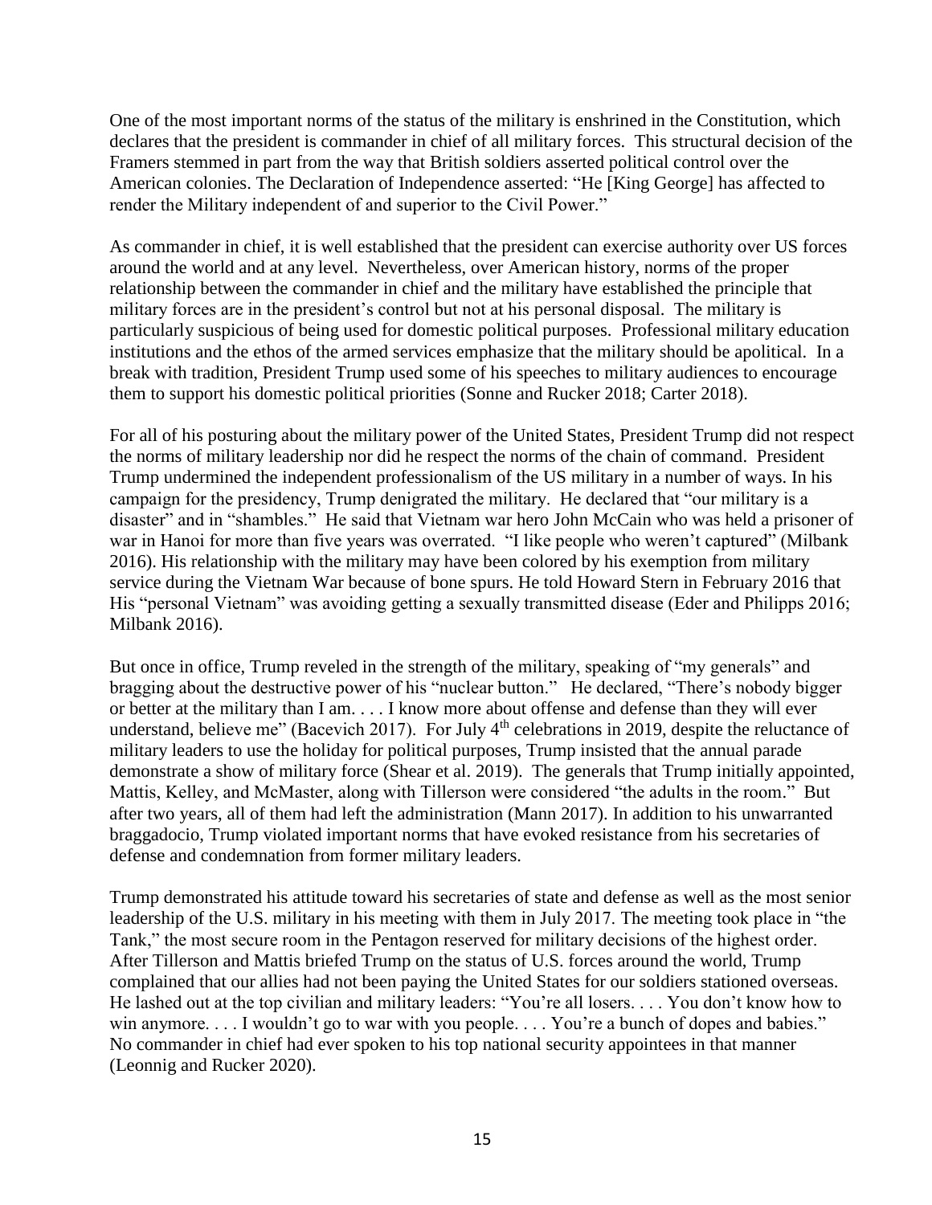One of the most important norms of the status of the military is enshrined in the Constitution, which declares that the president is commander in chief of all military forces. This structural decision of the Framers stemmed in part from the way that British soldiers asserted political control over the American colonies. The Declaration of Independence asserted: "He [King George] has affected to render the Military independent of and superior to the Civil Power."

As commander in chief, it is well established that the president can exercise authority over US forces around the world and at any level. Nevertheless, over American history, norms of the proper relationship between the commander in chief and the military have established the principle that military forces are in the president's control but not at his personal disposal. The military is particularly suspicious of being used for domestic political purposes. Professional military education institutions and the ethos of the armed services emphasize that the military should be apolitical. In a break with tradition, President Trump used some of his speeches to military audiences to encourage them to support his domestic political priorities (Sonne and Rucker 2018; Carter 2018).

For all of his posturing about the military power of the United States, President Trump did not respect the norms of military leadership nor did he respect the norms of the chain of command. President Trump undermined the independent professionalism of the US military in a number of ways. In his campaign for the presidency, Trump denigrated the military. He declared that "our military is a disaster" and in "shambles." He said that Vietnam war hero John McCain who was held a prisoner of war in Hanoi for more than five years was overrated. "I like people who weren't captured" (Milbank 2016). His relationship with the military may have been colored by his exemption from military service during the Vietnam War because of bone spurs. He told Howard Stern in February 2016 that His "personal Vietnam" was avoiding getting a sexually transmitted disease (Eder and Philipps 2016; Milbank 2016).

But once in office, Trump reveled in the strength of the military, speaking of "my generals" and bragging about the destructive power of his "nuclear button." He declared, "There's nobody bigger or better at the military than I am. . . . I know more about offense and defense than they will ever understand, believe me" (Bacevich 2017). For July 4th celebrations in 2019, despite the reluctance of military leaders to use the holiday for political purposes, Trump insisted that the annual parade demonstrate a show of military force (Shear et al. 2019). The generals that Trump initially appointed, Mattis, Kelley, and McMaster, along with Tillerson were considered "the adults in the room." But after two years, all of them had left the administration (Mann 2017). In addition to his unwarranted braggadocio, Trump violated important norms that have evoked resistance from his secretaries of defense and condemnation from former military leaders.

Trump demonstrated his attitude toward his secretaries of state and defense as well as the most senior leadership of the U.S. military in his meeting with them in July 2017. The meeting took place in "the Tank," the most secure room in the Pentagon reserved for military decisions of the highest order. After Tillerson and Mattis briefed Trump on the status of U.S. forces around the world, Trump complained that our allies had not been paying the United States for our soldiers stationed overseas. He lashed out at the top civilian and military leaders: "You're all losers. . . . You don't know how to win anymore. . . . I wouldn't go to war with you people. . . . You're a bunch of dopes and babies." No commander in chief had ever spoken to his top national security appointees in that manner (Leonnig and Rucker 2020).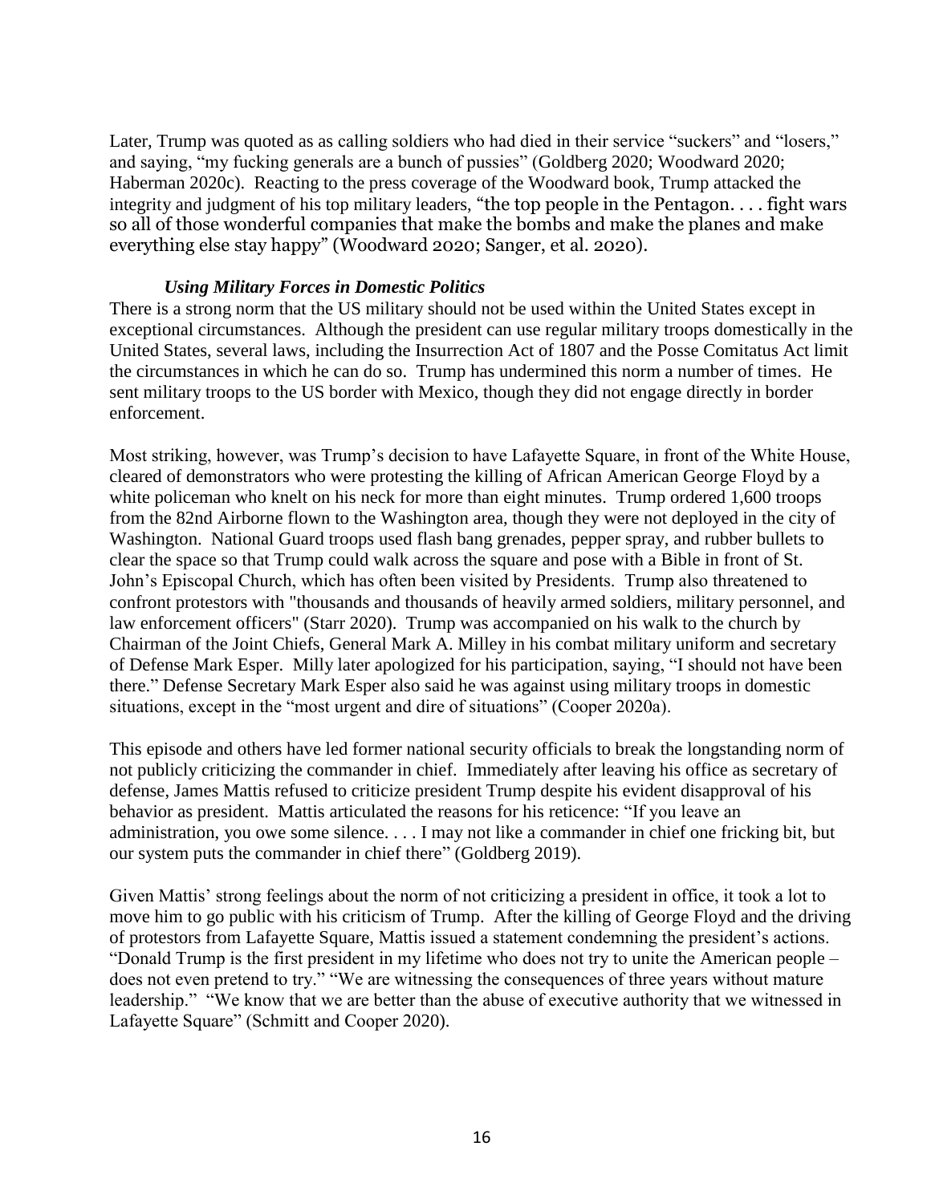Later, Trump was quoted as as calling soldiers who had died in their service "suckers" and "losers," and saying, "my fucking generals are a bunch of pussies" (Goldberg 2020; Woodward 2020; Haberman 2020c). Reacting to the press coverage of the Woodward book, Trump attacked the integrity and judgment of his top military leaders, "the top people in the Pentagon. . . . fight wars so all of those wonderful companies that make the bombs and make the planes and make everything else stay happy" (Woodward 2020; Sanger, et al. 2020).

***Using Military Forces in Domestic Politics***

There is a strong norm that the US military should not be used within the United States except in exceptional circumstances. Although the president can use regular military troops domestically in the United States, several laws, including the Insurrection Act of 1807 and the Posse Comitatus Act limit the circumstances in which he can do so. Trump has undermined this norm a number of times. He sent military troops to the US border with Mexico, though they did not engage directly in border enforcement.

Most striking, however, was Trump's decision to have Lafayette Square, in front of the White House, cleared of demonstrators who were protesting the killing of African American George Floyd by a white policeman who knelt on his neck for more than eight minutes. Trump ordered 1,600 troops from the 82nd Airborne flown to the Washington area, though they were not deployed in the city of Washington. National Guard troops used flash bang grenades, pepper spray, and rubber bullets to clear the space so that Trump could walk across the square and pose with a Bible in front of St. John's Episcopal Church, which has often been visited by Presidents. Trump also threatened to confront protestors with "thousands and thousands of heavily armed soldiers, military personnel, and law enforcement officers" (Starr 2020). Trump was accompanied on his walk to the church by Chairman of the Joint Chiefs, General Mark A. Milley in his combat military uniform and secretary of Defense Mark Esper. Milly later apologized for his participation, saying, "I should not have been there." Defense Secretary Mark Esper also said he was against using military troops in domestic situations, except in the "most urgent and dire of situations" (Cooper 2020a).

This episode and others have led former national security officials to break the longstanding norm of not publicly criticizing the commander in chief. Immediately after leaving his office as secretary of defense, James Mattis refused to criticize president Trump despite his evident disapproval of his behavior as president. Mattis articulated the reasons for his reticence: "If you leave an administration, you owe some silence. . . . I may not like a commander in chief one fricking bit, but our system puts the commander in chief there" (Goldberg 2019).

Given Mattis' strong feelings about the norm of not criticizing a president in office, it took a lot to move him to go public with his criticism of Trump. After the killing of George Floyd and the driving of protestors from Lafayette Square, Mattis issued a statement condemning the president's actions. "Donald Trump is the first president in my lifetime who does not try to unite the American people – does not even pretend to try." "We are witnessing the consequences of three years without mature leadership." "We know that we are better than the abuse of executive authority that we witnessed in Lafayette Square" (Schmitt and Cooper 2020).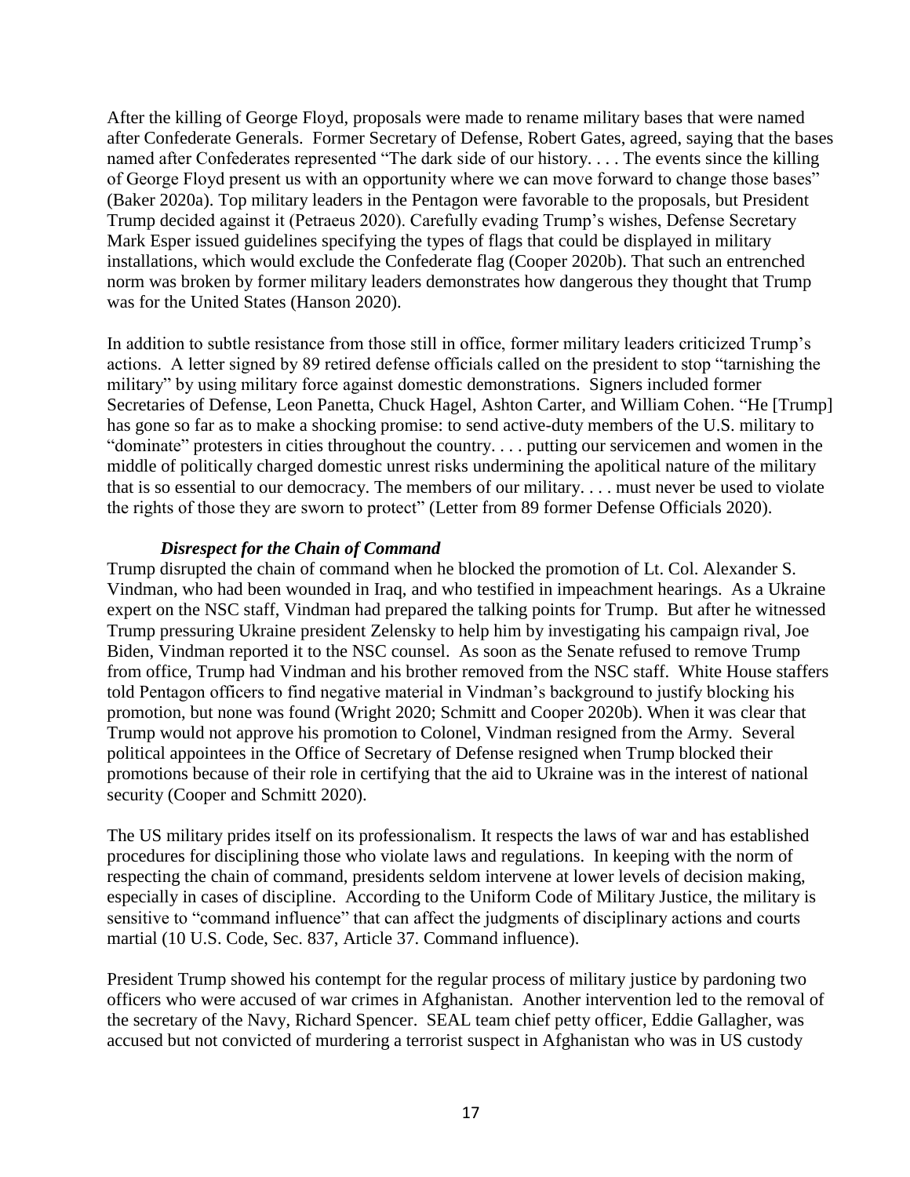After the killing of George Floyd, proposals were made to rename military bases that were named after Confederate Generals. Former Secretary of Defense, Robert Gates, agreed, saying that the bases named after Confederates represented "The dark side of our history. . . . The events since the killing of George Floyd present us with an opportunity where we can move forward to change those bases" (Baker 2020a). Top military leaders in the Pentagon were favorable to the proposals, but President Trump decided against it (Petraeus 2020). Carefully evading Trump's wishes, Defense Secretary Mark Esper issued guidelines specifying the types of flags that could be displayed in military installations, which would exclude the Confederate flag (Cooper 2020b). That such an entrenched norm was broken by former military leaders demonstrates how dangerous they thought that Trump was for the United States (Hanson 2020).

In addition to subtle resistance from those still in office, former military leaders criticized Trump's actions. A letter signed by 89 retired defense officials called on the president to stop "tarnishing the military" by using military force against domestic demonstrations. Signers included former Secretaries of Defense, Leon Panetta, Chuck Hagel, Ashton Carter, and William Cohen. "He [Trump] has gone so far as to make a shocking promise: to send active-duty members of the U.S. military to "dominate" protesters in cities throughout the country. . . . putting our servicemen and women in the middle of politically charged domestic unrest risks undermining the apolitical nature of the military that is so essential to our democracy. The members of our military. . . . must never be used to violate the rights of those they are sworn to protect" (Letter from 89 former Defense Officials 2020).

### *Disrespect for the Chain of Command*

Trump disrupted the chain of command when he blocked the promotion of Lt. Col. Alexander S. Vindman, who had been wounded in Iraq, and who testified in impeachment hearings. As a Ukraine expert on the NSC staff, Vindman had prepared the talking points for Trump. But after he witnessed Trump pressuring Ukraine president Zelensky to help him by investigating his campaign rival, Joe Biden, Vindman reported it to the NSC counsel. As soon as the Senate refused to remove Trump from office, Trump had Vindman and his brother removed from the NSC staff. White House staffers told Pentagon officers to find negative material in Vindman's background to justify blocking his promotion, but none was found (Wright 2020; Schmitt and Cooper 2020b). When it was clear that Trump would not approve his promotion to Colonel, Vindman resigned from the Army. Several political appointees in the Office of Secretary of Defense resigned when Trump blocked their promotions because of their role in certifying that the aid to Ukraine was in the interest of national security (Cooper and Schmitt 2020).

The US military prides itself on its professionalism. It respects the laws of war and has established procedures for disciplining those who violate laws and regulations. In keeping with the norm of respecting the chain of command, presidents seldom intervene at lower levels of decision making, especially in cases of discipline. According to the Uniform Code of Military Justice, the military is sensitive to "command influence" that can affect the judgments of disciplinary actions and courts martial (10 U.S. Code, Sec. 837, Article 37. Command influence).

President Trump showed his contempt for the regular process of military justice by pardoning two officers who were accused of war crimes in Afghanistan. Another intervention led to the removal of the secretary of the Navy, Richard Spencer. SEAL team chief petty officer, Eddie Gallagher, was accused but not convicted of murdering a terrorist suspect in Afghanistan who was in US custody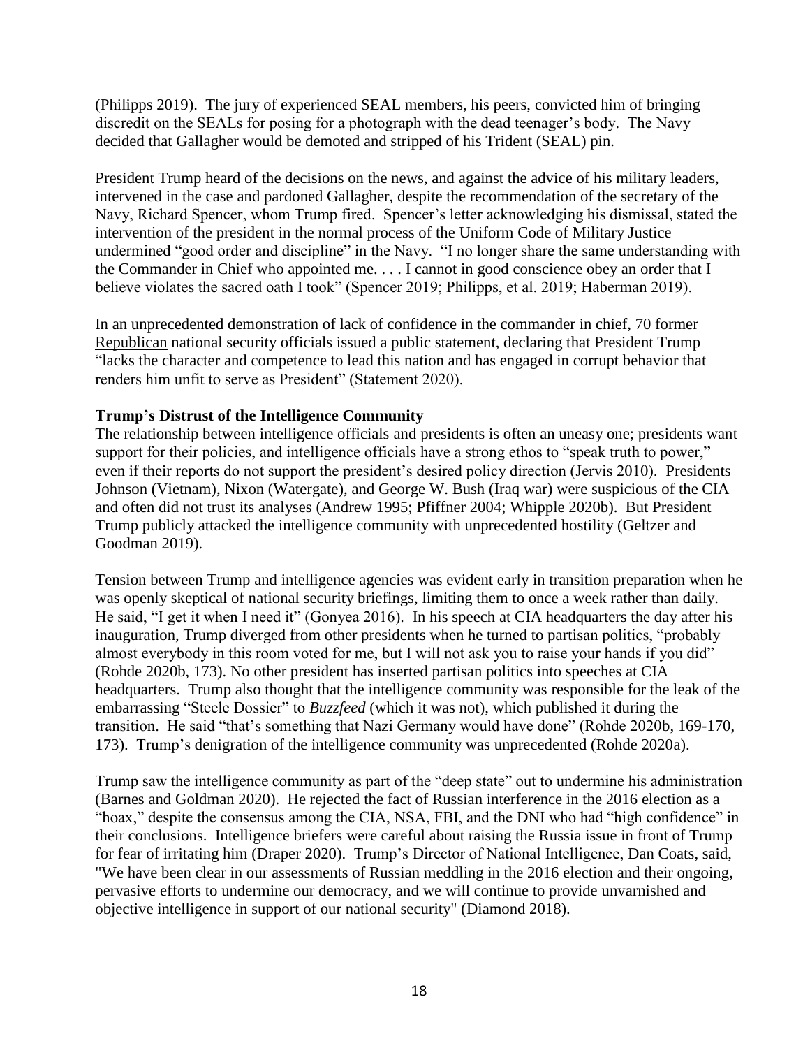(Philipps 2019). The jury of experienced SEAL members, his peers, convicted him of bringing discredit on the SEALs for posing for a photograph with the dead teenager's body. The Navy decided that Gallagher would be demoted and stripped of his Trident (SEAL) pin.

President Trump heard of the decisions on the news, and against the advice of his military leaders, intervened in the case and pardoned Gallagher, despite the recommendation of the secretary of the Navy, Richard Spencer, whom Trump fired. Spencer's letter acknowledging his dismissal, stated the intervention of the president in the normal process of the Uniform Code of Military Justice undermined "good order and discipline" in the Navy. "I no longer share the same understanding with the Commander in Chief who appointed me. . . . I cannot in good conscience obey an order that I believe violates the sacred oath I took" (Spencer 2019; Philipps, et al. 2019; Haberman 2019).

In an unprecedented demonstration of lack of confidence in the commander in chief, 70 former Republican national security officials issued a public statement, declaring that President Trump "lacks the character and competence to lead this nation and has engaged in corrupt behavior that renders him unfit to serve as President" (Statement 2020).

**Trump's Distrust of the Intelligence Community**

The relationship between intelligence officials and presidents is often an uneasy one; presidents want support for their policies, and intelligence officials have a strong ethos to "speak truth to power," even if their reports do not support the president's desired policy direction (Jervis 2010). Presidents Johnson (Vietnam), Nixon (Watergate), and George W. Bush (Iraq war) were suspicious of the CIA and often did not trust its analyses (Andrew 1995; Pfiffner 2004; Whipple 2020b). But President Trump publicly attacked the intelligence community with unprecedented hostility (Geltzer and Goodman 2019).

Tension between Trump and intelligence agencies was evident early in transition preparation when he was openly skeptical of national security briefings, limiting them to once a week rather than daily. He said, "I get it when I need it" (Gonyea 2016). In his speech at CIA headquarters the day after his inauguration, Trump diverged from other presidents when he turned to partisan politics, "probably almost everybody in this room voted for me, but I will not ask you to raise your hands if you did" (Rohde 2020b, 173). No other president has inserted partisan politics into speeches at CIA headquarters. Trump also thought that the intelligence community was responsible for the leak of the embarrassing "Steele Dossier" to *Buzzfeed* (which it was not), which published it during the transition. He said "that's something that Nazi Germany would have done" (Rohde 2020b, 169-170, 173). Trump's denigration of the intelligence community was unprecedented (Rohde 2020a).

Trump saw the intelligence community as part of the "deep state" out to undermine his administration (Barnes and Goldman 2020). He rejected the fact of Russian interference in the 2016 election as a "hoax," despite the consensus among the CIA, NSA, FBI, and the DNI who had "high confidence" in their conclusions. Intelligence briefers were careful about raising the Russia issue in front of Trump for fear of irritating him (Draper 2020). Trump's Director of National Intelligence, Dan Coats, said, "We have been clear in our assessments of Russian meddling in the 2016 election and their ongoing, pervasive efforts to undermine our democracy, and we will continue to provide unvarnished and objective intelligence in support of our national security" (Diamond 2018).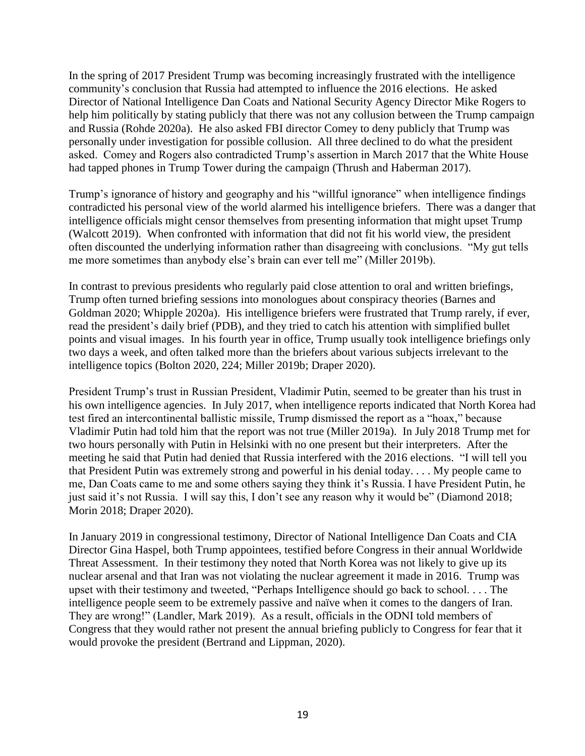In the spring of 2017 President Trump was becoming increasingly frustrated with the intelligence community's conclusion that Russia had attempted to influence the 2016 elections. He asked Director of National Intelligence Dan Coats and National Security Agency Director Mike Rogers to help him politically by stating publicly that there was not any collusion between the Trump campaign and Russia (Rohde 2020a). He also asked FBI director Comey to deny publicly that Trump was personally under investigation for possible collusion. All three declined to do what the president asked. Comey and Rogers also contradicted Trump's assertion in March 2017 that the White House had tapped phones in Trump Tower during the campaign (Thrush and Haberman 2017).

Trump's ignorance of history and geography and his "willful ignorance" when intelligence findings contradicted his personal view of the world alarmed his intelligence briefers. There was a danger that intelligence officials might censor themselves from presenting information that might upset Trump (Walcott 2019). When confronted with information that did not fit his world view, the president often discounted the underlying information rather than disagreeing with conclusions. "My gut tells me more sometimes than anybody else's brain can ever tell me" (Miller 2019b).

In contrast to previous presidents who regularly paid close attention to oral and written briefings, Trump often turned briefing sessions into monologues about conspiracy theories (Barnes and Goldman 2020; Whipple 2020a). His intelligence briefers were frustrated that Trump rarely, if ever, read the president's daily brief (PDB), and they tried to catch his attention with simplified bullet points and visual images. In his fourth year in office, Trump usually took intelligence briefings only two days a week, and often talked more than the briefers about various subjects irrelevant to the intelligence topics (Bolton 2020, 224; Miller 2019b; Draper 2020).

President Trump's trust in Russian President, Vladimir Putin, seemed to be greater than his trust in his own intelligence agencies. In July 2017, when intelligence reports indicated that North Korea had test fired an intercontinental ballistic missile, Trump dismissed the report as a "hoax," because Vladimir Putin had told him that the report was not true (Miller 2019a). In July 2018 Trump met for two hours personally with Putin in Helsinki with no one present but their interpreters. After the meeting he said that Putin had denied that Russia interfered with the 2016 elections. "I will tell you that President Putin was extremely strong and powerful in his denial today. . . . My people came to me, Dan Coats came to me and some others saying they think it's Russia. I have President Putin, he just said it's not Russia. I will say this, I don't see any reason why it would be" (Diamond 2018; Morin 2018; Draper 2020).

In January 2019 in congressional testimony, Director of National Intelligence Dan Coats and CIA Director Gina Haspel, both Trump appointees, testified before Congress in their annual Worldwide Threat Assessment. In their testimony they noted that North Korea was not likely to give up its nuclear arsenal and that Iran was not violating the nuclear agreement it made in 2016. Trump was upset with their testimony and tweeted, "Perhaps Intelligence should go back to school. . . . The intelligence people seem to be extremely passive and naïve when it comes to the dangers of Iran. They are wrong!" (Landler, Mark 2019). As a result, officials in the ODNI told members of Congress that they would rather not present the annual briefing publicly to Congress for fear that it would provoke the president (Bertrand and Lippman, 2020).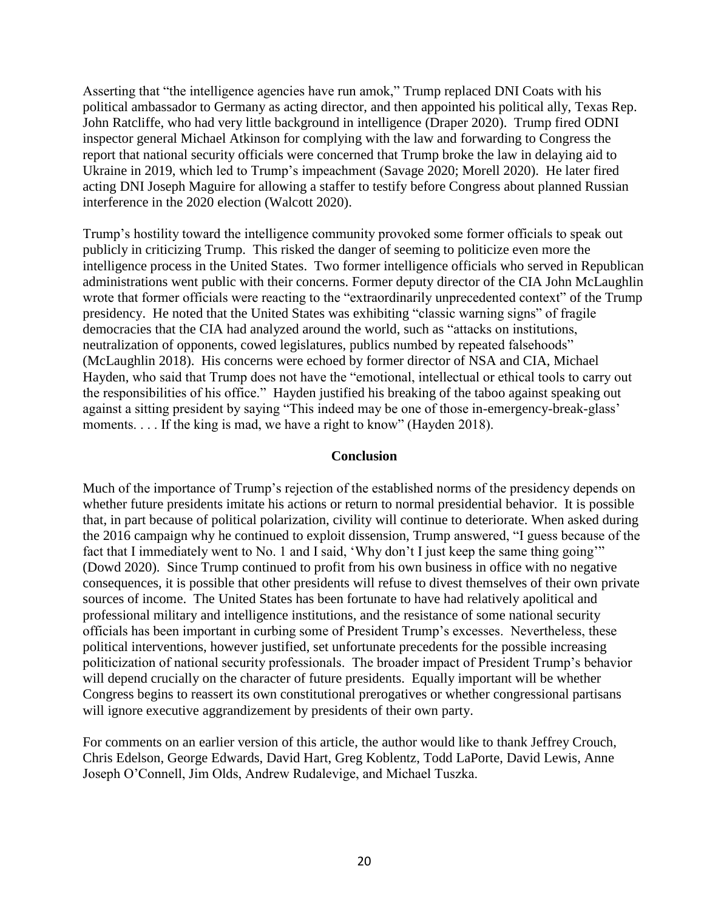Asserting that "the intelligence agencies have run amok," Trump replaced DNI Coats with his political ambassador to Germany as acting director, and then appointed his political ally, Texas Rep. John Ratcliffe, who had very little background in intelligence (Draper 2020). Trump fired ODNI inspector general Michael Atkinson for complying with the law and forwarding to Congress the report that national security officials were concerned that Trump broke the law in delaying aid to Ukraine in 2019, which led to Trump's impeachment (Savage 2020; Morell 2020). He later fired acting DNI Joseph Maguire for allowing a staffer to testify before Congress about planned Russian interference in the 2020 election (Walcott 2020).

Trump's hostility toward the intelligence community provoked some former officials to speak out publicly in criticizing Trump. This risked the danger of seeming to politicize even more the intelligence process in the United States. Two former intelligence officials who served in Republican administrations went public with their concerns. Former deputy director of the CIA John McLaughlin wrote that former officials were reacting to the "extraordinarily unprecedented context" of the Trump presidency. He noted that the United States was exhibiting "classic warning signs" of fragile democracies that the CIA had analyzed around the world, such as "attacks on institutions, neutralization of opponents, cowed legislatures, publics numbed by repeated falsehoods" (McLaughlin 2018). His concerns were echoed by former director of NSA and CIA, Michael Hayden, who said that Trump does not have the "emotional, intellectual or ethical tools to carry out the responsibilities of his office." Hayden justified his breaking of the taboo against speaking out against a sitting president by saying "This indeed may be one of those in-emergency-break-glass' moments. . . . If the king is mad, we have a right to know" (Hayden 2018).

## Conclusion

Much of the importance of Trump's rejection of the established norms of the presidency depends on whether future presidents imitate his actions or return to normal presidential behavior. It is possible that, in part because of political polarization, civility will continue to deteriorate. When asked during the 2016 campaign why he continued to exploit dissension, Trump answered, "I guess because of the fact that I immediately went to No. 1 and I said, 'Why don't I just keep the same thing going'" (Dowd 2020). Since Trump continued to profit from his own business in office with no negative consequences, it is possible that other presidents will refuse to divest themselves of their own private sources of income. The United States has been fortunate to have had relatively apolitical and professional military and intelligence institutions, and the resistance of some national security officials has been important in curbing some of President Trump's excesses. Nevertheless, these political interventions, however justified, set unfortunate precedents for the possible increasing politicization of national security professionals. The broader impact of President Trump's behavior will depend crucially on the character of future presidents. Equally important will be whether Congress begins to reassert its own constitutional prerogatives or whether congressional partisans will ignore executive aggrandizement by presidents of their own party.

For comments on an earlier version of this article, the author would like to thank Jeffrey Crouch, Chris Edelson, George Edwards, David Hart, Greg Koblentz, Todd LaPorte, David Lewis, Anne Joseph O'Connell, Jim Olds, Andrew Rudalevige, and Michael Tuszka.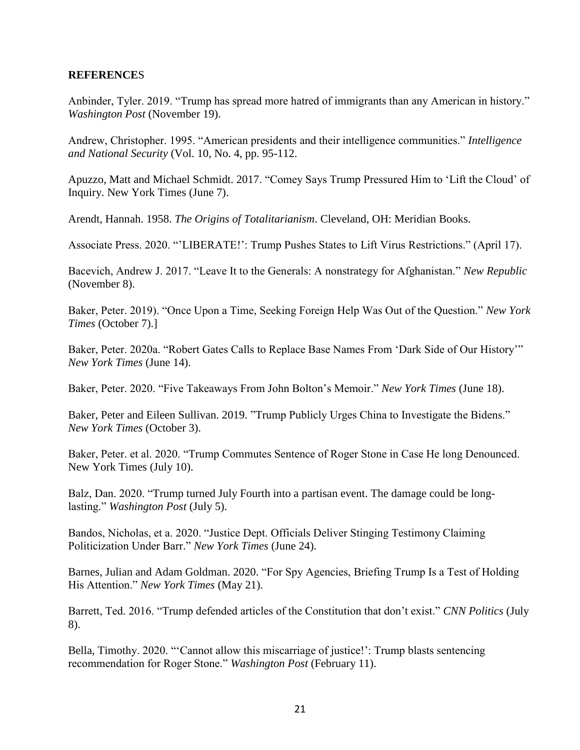## **REFERENCE**S

Anbinder, Tyler. 2019. "Trump has spread more hatred of immigrants than any American in history." *Washington Post* (November 19).

Andrew, Christopher. 1995. "American presidents and their intelligence communities." *Intelligence and National Security* (Vol. 10, No. 4, pp. 95-112.

Apuzzo, Matt and Michael Schmidt. 2017. "Comey Says Trump Pressured Him to 'Lift the Cloud' of Inquiry. New York Times (June 7).

Arendt, Hannah. 1958. *The Origins of Totalitarianism*. Cleveland, OH: Meridian Books.

Associate Press. 2020. "'LIBERATE!': Trump Pushes States to Lift Virus Restrictions." (April 17).

Bacevich, Andrew J. 2017. "Leave It to the Generals: A nonstrategy for Afghanistan." *New Republic* (November 8).

Baker, Peter. 2019). "Once Upon a Time, Seeking Foreign Help Was Out of the Question." *New York Times* (October 7).]

Baker, Peter. 2020a. "Robert Gates Calls to Replace Base Names From 'Dark Side of Our History'" *New York Times* (June 14).

Baker, Peter. 2020. "Five Takeaways From John Bolton's Memoir." *New York Times* (June 18).

Baker, Peter and Eileen Sullivan. 2019. "Trump Publicly Urges China to Investigate the Bidens." *New York Times* (October 3).

Baker, Peter. et al. 2020. "Trump Commutes Sentence of Roger Stone in Case He long Denounced. New York Times (July 10).

Balz, Dan. 2020. "Trump turned July Fourth into a partisan event. The damage could be long-lasting." *Washington Post* (July 5).

Bandos, Nicholas, et a. 2020. "Justice Dept. Officials Deliver Stinging Testimony Claiming Politicization Under Barr." *New York Times* (June 24).

Barnes, Julian and Adam Goldman. 2020. "For Spy Agencies, Briefing Trump Is a Test of Holding His Attention." *New York Times* (May 21).

Barrett, Ted. 2016. "Trump defended articles of the Constitution that don't exist." *CNN Politics* (July 8).

Bella, Timothy. 2020. "'Cannot allow this miscarriage of justice!': Trump blasts sentencing recommendation for Roger Stone." *Washington Post* (February 11).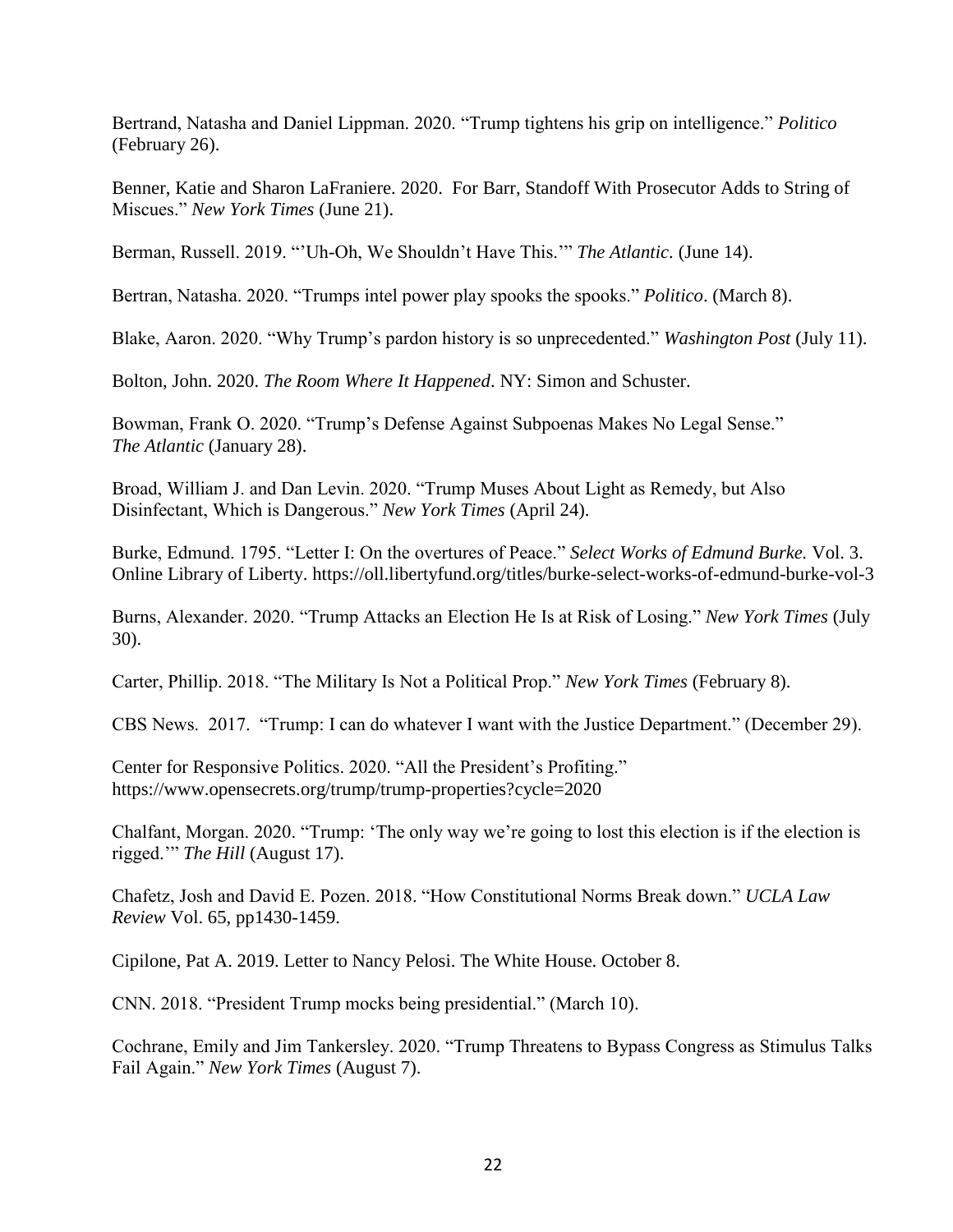Bertrand, Natasha and Daniel Lippman. 2020. "Trump tightens his grip on intelligence." *Politico* (February 26).

Benner, Katie and Sharon LaFraniere. 2020. For Barr, Standoff With Prosecutor Adds to String of Miscues." *New York Times* (June 21).

Berman, Russell. 2019. "'Uh-Oh, We Shouldn't Have This.'" *The Atlantic*. (June 14).

Bertran, Natasha. 2020. "Trumps intel power play spooks the spooks." *Politico*. (March 8).

Blake, Aaron. 2020. "Why Trump's pardon history is so unprecedented." *Washington Post* (July 11).

Bolton, John. 2020. *The Room Where It Happened*. NY: Simon and Schuster.

Bowman, Frank O. 2020. "Trump's Defense Against Subpoenas Makes No Legal Sense." *The Atlantic* (January 28).

Broad, William J. and Dan Levin. 2020. "Trump Muses About Light as Remedy, but Also Disinfectant, Which is Dangerous." *New York Times* (April 24).

Burke, Edmund. 1795. "Letter I: On the overtures of Peace." *Select Works of Edmund Burke.* Vol. 3. Online Library of Liberty. https://oll.libertyfund.org/titles/burke-select-works-of-edmund-burke-vol-3

Burns, Alexander. 2020. "Trump Attacks an Election He Is at Risk of Losing." *New York Times* (July 30).

Carter, Phillip. 2018. "The Military Is Not a Political Prop." *New York Times* (February 8).

CBS News. 2017. "Trump: I can do whatever I want with the Justice Department." (December 29).

Center for Responsive Politics. 2020. "All the President's Profiting." https://www.opensecrets.org/trump/trump-properties?cycle=2020

Chalfant, Morgan. 2020. "Trump: 'The only way we're going to lost this election is if the election is rigged.'" *The Hill* (August 17).

Chafetz, Josh and David E. Pozen. 2018. "How Constitutional Norms Break down." *UCLA Law Review* Vol. 65, pp1430-1459.

Cipilone, Pat A. 2019. Letter to Nancy Pelosi. The White House. October 8.

CNN. 2018. "President Trump mocks being presidential." (March 10).

Cochrane, Emily and Jim Tankersley. 2020. "Trump Threatens to Bypass Congress as Stimulus Talks Fail Again." *New York Times* (August 7).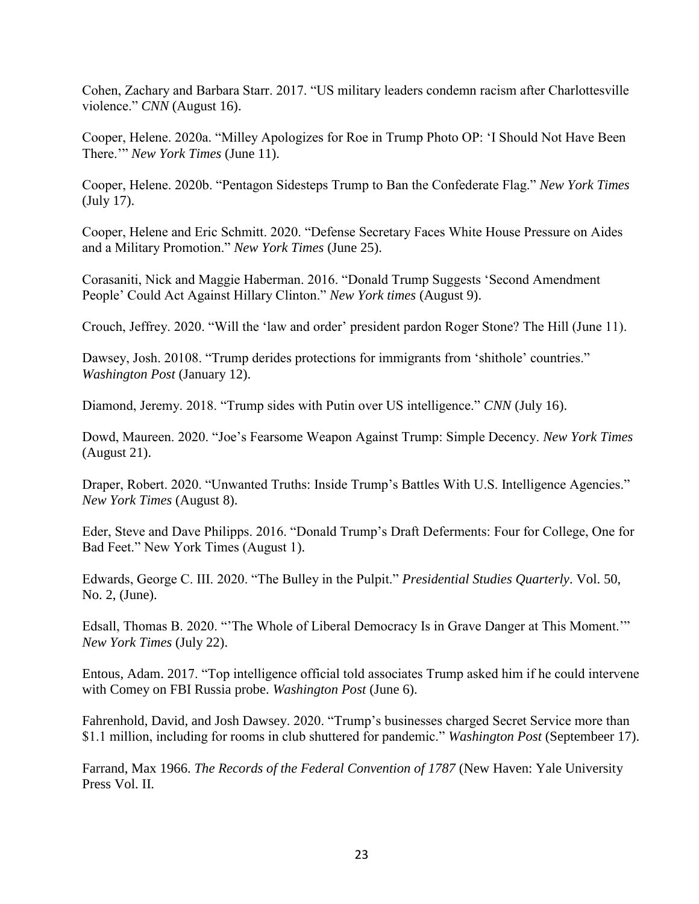Cohen, Zachary and Barbara Starr. 2017. "US military leaders condemn racism after Charlottesville violence." *CNN* (August 16).

Cooper, Helene. 2020a. "Milley Apologizes for Roe in Trump Photo OP: 'I Should Not Have Been There.'" *New York Times* (June 11).

Cooper, Helene. 2020b. "Pentagon Sidesteps Trump to Ban the Confederate Flag." *New York Times* (July 17).

Cooper, Helene and Eric Schmitt. 2020. "Defense Secretary Faces White House Pressure on Aides and a Military Promotion." *New York Times* (June 25).

Corasaniti, Nick and Maggie Haberman. 2016. "Donald Trump Suggests 'Second Amendment People' Could Act Against Hillary Clinton." *New York times* (August 9).

Crouch, Jeffrey. 2020. "Will the 'law and order' president pardon Roger Stone? The Hill (June 11).

Dawsey, Josh. 20108. "Trump derides protections for immigrants from 'shithole' countries." *Washington Post* (January 12).

Diamond, Jeremy. 2018. "Trump sides with Putin over US intelligence." *CNN* (July 16).

Dowd, Maureen. 2020. "Joe's Fearsome Weapon Against Trump: Simple Decency. *New York Times* (August 21).

Draper, Robert. 2020. "Unwanted Truths: Inside Trump's Battles With U.S. Intelligence Agencies." *New York Times* (August 8).

Eder, Steve and Dave Philipps. 2016. "Donald Trump's Draft Deferments: Four for College, One for Bad Feet." New York Times (August 1).

Edwards, George C. III. 2020. "The Bulley in the Pulpit." *Presidential Studies Quarterly*. Vol. 50, No. 2, (June).

Edsall, Thomas B. 2020. "'The Whole of Liberal Democracy Is in Grave Danger at This Moment.'" *New York Times* (July 22).

Entous, Adam. 2017. "Top intelligence official told associates Trump asked him if he could intervene with Comey on FBI Russia probe. *Washington Post* (June 6).

Fahrenhold, David, and Josh Dawsey. 2020. "Trump's businesses charged Secret Service more than $1.1 million, including for rooms in club shuttered for pandemic." *Washington Post* (Septembeer 17).

Farrand, Max 1966. *The Records of the Federal Convention of 1787* (New Haven: Yale University Press Vol. II.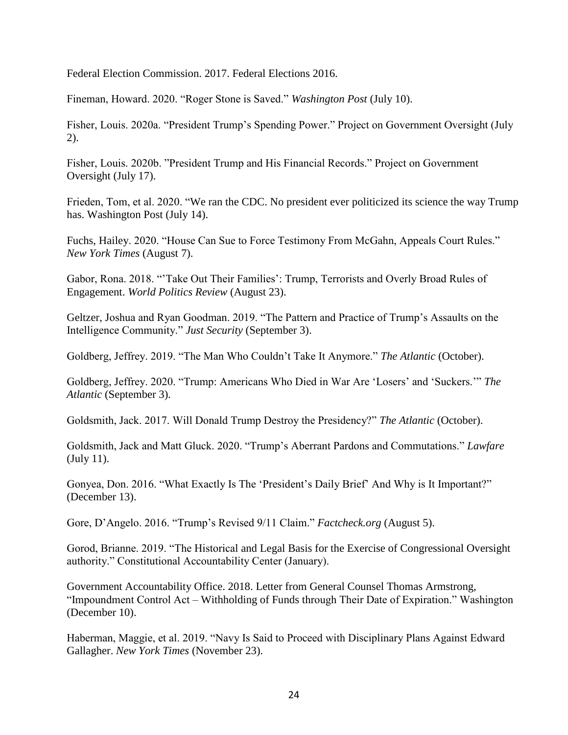Federal Election Commission. 2017. Federal Elections 2016.

Fineman, Howard. 2020. "Roger Stone is Saved." *Washington Post* (July 10).

Fisher, Louis. 2020a. "President Trump's Spending Power." Project on Government Oversight (July 2).

Fisher, Louis. 2020b. "President Trump and His Financial Records." Project on Government Oversight (July 17).

Frieden, Tom, et al. 2020. "We ran the CDC. No president ever politicized its science the way Trump has. Washington Post (July 14).

Fuchs, Hailey. 2020. "House Can Sue to Force Testimony From McGahn, Appeals Court Rules." *New York Times* (August 7).

Gabor, Rona. 2018. "'Take Out Their Families': Trump, Terrorists and Overly Broad Rules of Engagement. *World Politics Review* (August 23).

Geltzer, Joshua and Ryan Goodman. 2019. "The Pattern and Practice of Trump's Assaults on the Intelligence Community." *Just Security* (September 3).

Goldberg, Jeffrey. 2019. "The Man Who Couldn't Take It Anymore." *The Atlantic* (October).

Goldberg, Jeffrey. 2020. "Trump: Americans Who Died in War Are 'Losers' and 'Suckers.'" *The Atlantic* (September 3).

Goldsmith, Jack. 2017. Will Donald Trump Destroy the Presidency?" *The Atlantic* (October).

Goldsmith, Jack and Matt Gluck. 2020. "Trump's Aberrant Pardons and Commutations." *Lawfare* (July 11).

Gonyea, Don. 2016. "What Exactly Is The 'President's Daily Brief' And Why is It Important?" (December 13).

Gore, D'Angelo. 2016. "Trump's Revised 9/11 Claim." *Factcheck.org* (August 5).

Gorod, Brianne. 2019. "The Historical and Legal Basis for the Exercise of Congressional Oversight authority." Constitutional Accountability Center (January).

Government Accountability Office. 2018. Letter from General Counsel Thomas Armstrong, "Impoundment Control Act – Withholding of Funds through Their Date of Expiration." Washington (December 10).

Haberman, Maggie, et al. 2019. "Navy Is Said to Proceed with Disciplinary Plans Against Edward Gallagher. *New York Times* (November 23).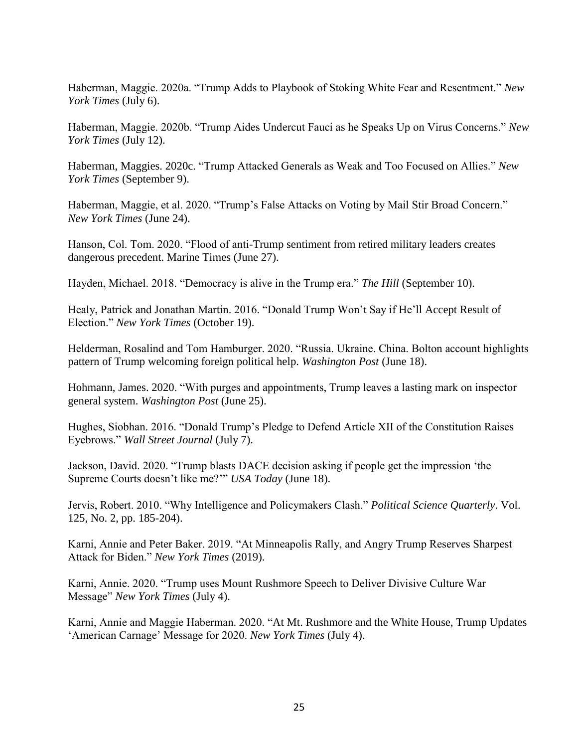Haberman, Maggie. 2020a. "Trump Adds to Playbook of Stoking White Fear and Resentment." *New York Times* (July 6).

Haberman, Maggie. 2020b. "Trump Aides Undercut Fauci as he Speaks Up on Virus Concerns." *New York Times* (July 12).

Haberman, Maggies. 2020c. "Trump Attacked Generals as Weak and Too Focused on Allies." *New York Times* (September 9).

Haberman, Maggie, et al. 2020. "Trump's False Attacks on Voting by Mail Stir Broad Concern." *New York Times* (June 24).

Hanson, Col. Tom. 2020. "Flood of anti-Trump sentiment from retired military leaders creates dangerous precedent. Marine Times (June 27).

Hayden, Michael. 2018. "Democracy is alive in the Trump era." *The Hill* (September 10).

Healy, Patrick and Jonathan Martin. 2016. "Donald Trump Won't Say if He'll Accept Result of Election." *New York Times* (October 19).

Helderman, Rosalind and Tom Hamburger. 2020. "Russia. Ukraine. China. Bolton account highlights pattern of Trump welcoming foreign political help. *Washington Post* (June 18).

Hohmann, James. 2020. "With purges and appointments, Trump leaves a lasting mark on inspector general system. *Washington Post* (June 25).

Hughes, Siobhan. 2016. "Donald Trump's Pledge to Defend Article XII of the Constitution Raises Eyebrows." *Wall Street Journal* (July 7).

Jackson, David. 2020. "Trump blasts DACE decision asking if people get the impression 'the Supreme Courts doesn't like me?'" *USA Today* (June 18).

Jervis, Robert. 2010. "Why Intelligence and Policymakers Clash." *Political Science Quarterly*. Vol. 125, No. 2, pp. 185-204).

Karni, Annie and Peter Baker. 2019. "At Minneapolis Rally, and Angry Trump Reserves Sharpest Attack for Biden." *New York Times* (2019).

Karni, Annie. 2020. "Trump uses Mount Rushmore Speech to Deliver Divisive Culture War Message" *New York Times* (July 4).

Karni, Annie and Maggie Haberman. 2020. "At Mt. Rushmore and the White House, Trump Updates 'American Carnage' Message for 2020. *New York Times* (July 4).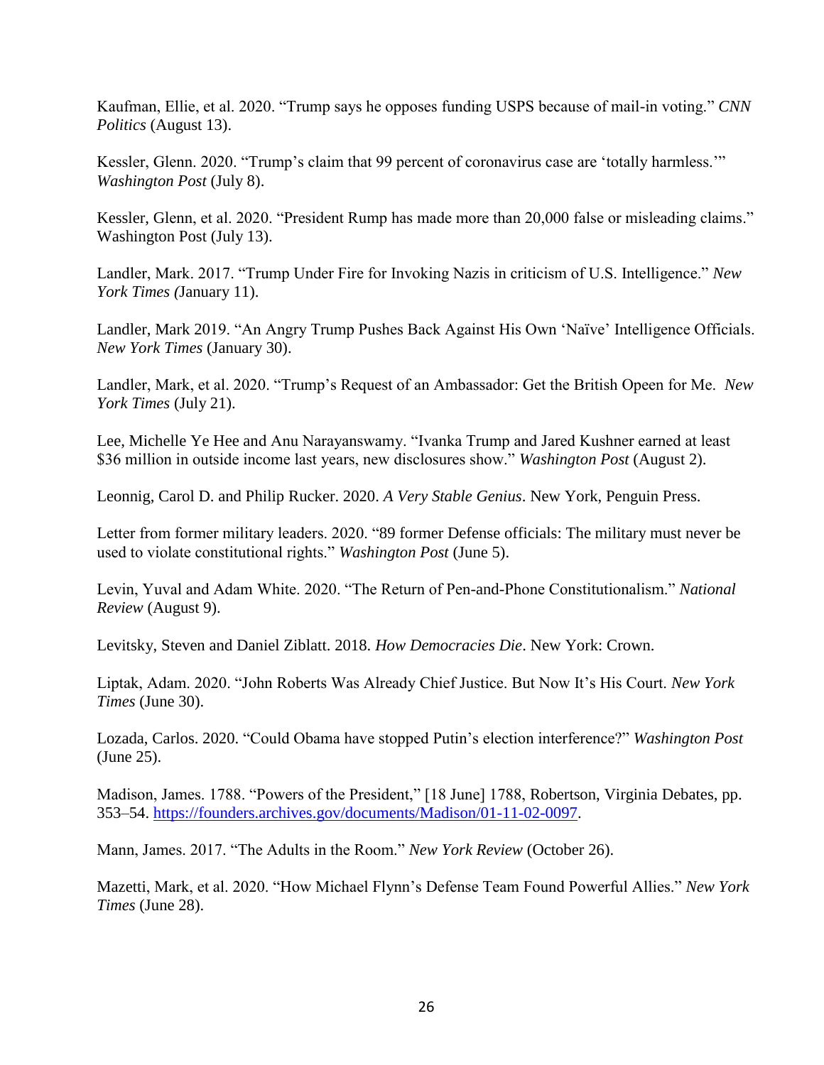Kaufman, Ellie, et al. 2020. "Trump says he opposes funding USPS because of mail-in voting." *CNN Politics* (August 13).

Kessler, Glenn. 2020. "Trump's claim that 99 percent of coronavirus case are 'totally harmless.'" *Washington Post* (July 8).

Kessler, Glenn, et al. 2020. "President Rump has made more than 20,000 false or misleading claims." Washington Post (July 13).

Landler, Mark. 2017. "Trump Under Fire for Invoking Nazis in criticism of U.S. Intelligence." *New York Times (*January 11).

Landler, Mark 2019. "An Angry Trump Pushes Back Against His Own 'Naïve' Intelligence Officials. *New York Times* (January 30).

Landler, Mark, et al. 2020. "Trump's Request of an Ambassador: Get the British Opeen for Me. *New York Times* (July 21).

Lee, Michelle Ye Hee and Anu Narayanswamy. "Ivanka Trump and Jared Kushner earned at least $36 million in outside income last years, new disclosures show." *Washington Post* (August 2).

Leonnig, Carol D. and Philip Rucker. 2020. *A Very Stable Genius*. New York, Penguin Press.

Letter from former military leaders. 2020. "89 former Defense officials: The military must never be used to violate constitutional rights." *Washington Post* (June 5).

Levin, Yuval and Adam White. 2020. "The Return of Pen-and-Phone Constitutionalism." *National Review* (August 9).

Levitsky, Steven and Daniel Ziblatt. 2018. *How Democracies Die*. New York: Crown.

Liptak, Adam. 2020. "John Roberts Was Already Chief Justice. But Now It's His Court. *New York Times* (June 30).

Lozada, Carlos. 2020. "Could Obama have stopped Putin's election interference?" *Washington Post* (June 25).

Madison, James. 1788. "Powers of the President," [18 June] 1788, Robertson, Virginia Debates, pp. 353–54. https://founders.archives.gov/documents/Madison/01-11-02-0097.

Mann, James. 2017. "The Adults in the Room." *New York Review* (October 26).

Mazetti, Mark, et al. 2020. "How Michael Flynn's Defense Team Found Powerful Allies." *New York Times* (June 28).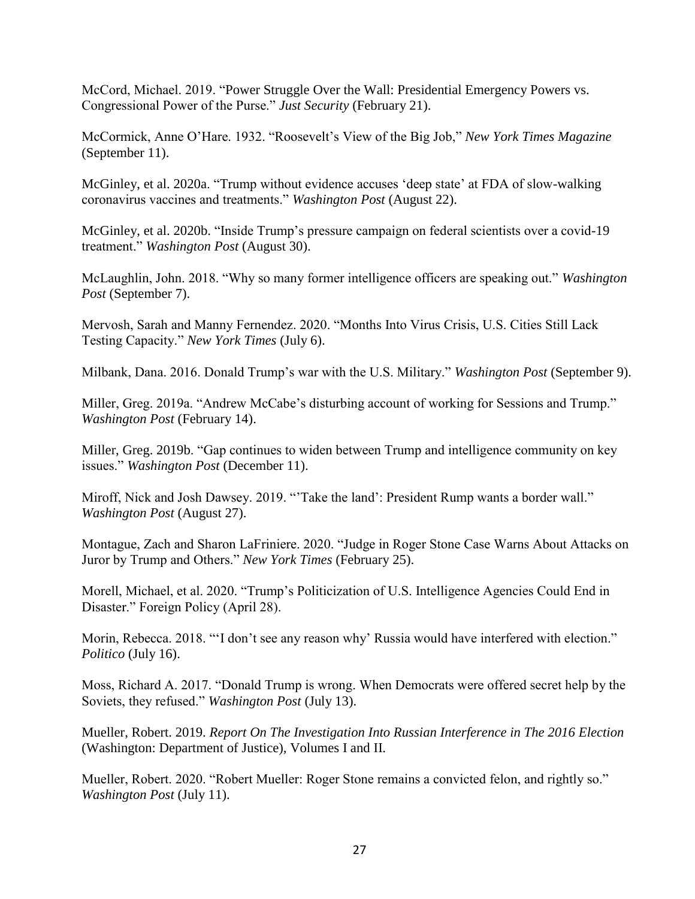McCord, Michael. 2019. "Power Struggle Over the Wall: Presidential Emergency Powers vs. Congressional Power of the Purse." *Just Security* (February 21).

McCormick, Anne O'Hare. 1932. "Roosevelt's View of the Big Job," *New York Times Magazine* (September 11).

McGinley, et al. 2020a. "Trump without evidence accuses 'deep state' at FDA of slow-walking coronavirus vaccines and treatments." *Washington Post* (August 22).

McGinley, et al. 2020b. "Inside Trump's pressure campaign on federal scientists over a covid-19 treatment." *Washington Post* (August 30).

McLaughlin, John. 2018. "Why so many former intelligence officers are speaking out." *Washington Post* (September 7).

Mervosh, Sarah and Manny Fernendez. 2020. "Months Into Virus Crisis, U.S. Cities Still Lack Testing Capacity." *New York Times* (July 6).

Milbank, Dana. 2016. Donald Trump's war with the U.S. Military." *Washington Post* (September 9).

Miller, Greg. 2019a. "Andrew McCabe's disturbing account of working for Sessions and Trump." *Washington Post* (February 14).

Miller, Greg. 2019b. "Gap continues to widen between Trump and intelligence community on key issues." *Washington Post* (December 11).

Miroff, Nick and Josh Dawsey. 2019. "'Take the land': President Rump wants a border wall." *Washington Post* (August 27).

Montague, Zach and Sharon LaFriniere. 2020. "Judge in Roger Stone Case Warns About Attacks on Juror by Trump and Others." *New York Times* (February 25).

Morell, Michael, et al. 2020. "Trump's Politicization of U.S. Intelligence Agencies Could End in Disaster." Foreign Policy (April 28).

Morin, Rebecca. 2018. "'I don't see any reason why' Russia would have interfered with election." *Politico* (July 16).

Moss, Richard A. 2017. "Donald Trump is wrong. When Democrats were offered secret help by the Soviets, they refused." *Washington Post* (July 13).

Mueller, Robert. 2019. *Report On The Investigation Into Russian Interference in The 2016 Election* (Washington: Department of Justice), Volumes I and II.

Mueller, Robert. 2020. "Robert Mueller: Roger Stone remains a convicted felon, and rightly so." *Washington Post* (July 11).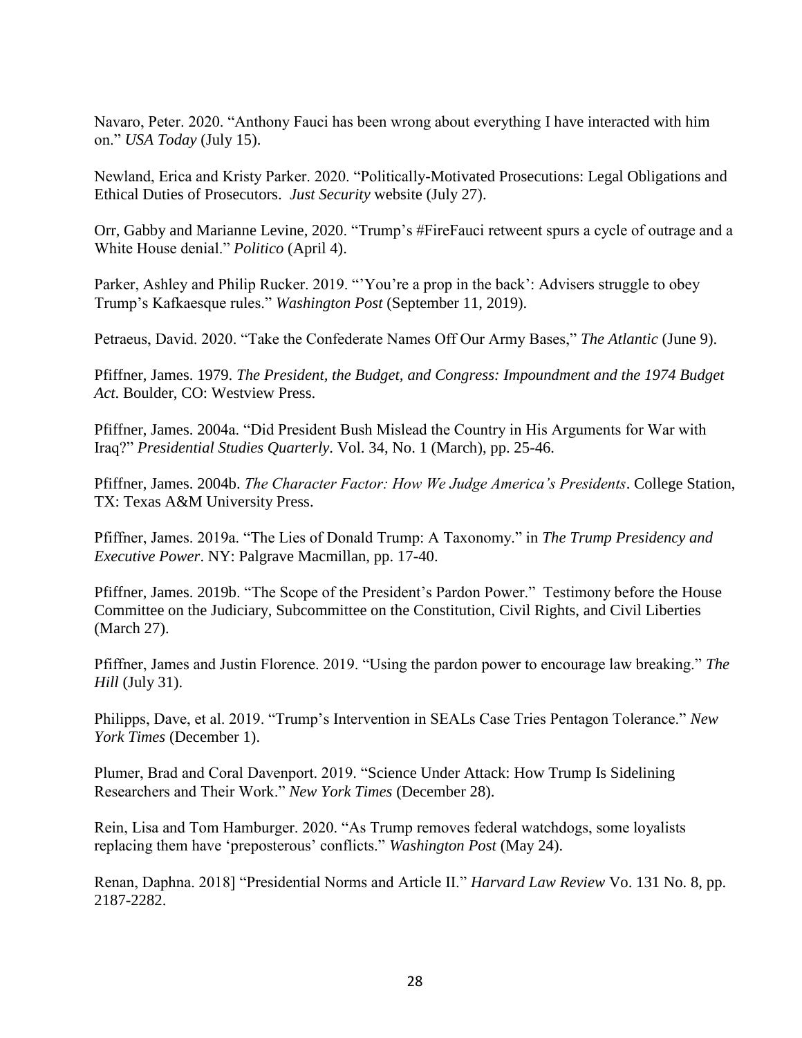Navaro, Peter. 2020. "Anthony Fauci has been wrong about everything I have interacted with him on." *USA Today* (July 15).

Newland, Erica and Kristy Parker. 2020. "Politically-Motivated Prosecutions: Legal Obligations and Ethical Duties of Prosecutors. *Just Security* website (July 27).

Orr, Gabby and Marianne Levine, 2020. "Trump's #FireFauci retweent spurs a cycle of outrage and a White House denial." *Politico* (April 4).

Parker, Ashley and Philip Rucker. 2019. "'You're a prop in the back': Advisers struggle to obey Trump's Kafkaesque rules." *Washington Post* (September 11, 2019).

Petraeus, David. 2020. "Take the Confederate Names Off Our Army Bases," *The Atlantic* (June 9).

Pfiffner, James. 1979. *The President, the Budget, and Congress: Impoundment and the 1974 Budget Act*. Boulder, CO: Westview Press.

Pfiffner, James. 2004a. "Did President Bush Mislead the Country in His Arguments for War with Iraq?" *Presidential Studies Quarterly*. Vol. 34, No. 1 (March), pp. 25-46.

Pfiffner, James. 2004b. *The Character Factor: How We Judge America's Presidents*. College Station, TX: Texas A&M University Press.

Pfiffner, James. 2019a. "The Lies of Donald Trump: A Taxonomy." in *The Trump Presidency and Executive Power*. NY: Palgrave Macmillan, pp. 17-40.

Pfiffner, James. 2019b. "The Scope of the President's Pardon Power." Testimony before the House Committee on the Judiciary, Subcommittee on the Constitution, Civil Rights, and Civil Liberties (March 27).

Pfiffner, James and Justin Florence. 2019. "Using the pardon power to encourage law breaking." *The Hill* (July 31).

Philipps, Dave, et al. 2019. "Trump's Intervention in SEALs Case Tries Pentagon Tolerance." *New York Times* (December 1).

Plumer, Brad and Coral Davenport. 2019. "Science Under Attack: How Trump Is Sidelining Researchers and Their Work." *New York Times* (December 28).

Rein, Lisa and Tom Hamburger. 2020. "As Trump removes federal watchdogs, some loyalists replacing them have 'preposterous' conflicts." *Washington Post* (May 24).

Renan, Daphna. 2018] "Presidential Norms and Article II." *Harvard Law Review* Vo. 131 No. 8, pp. 2187-2282.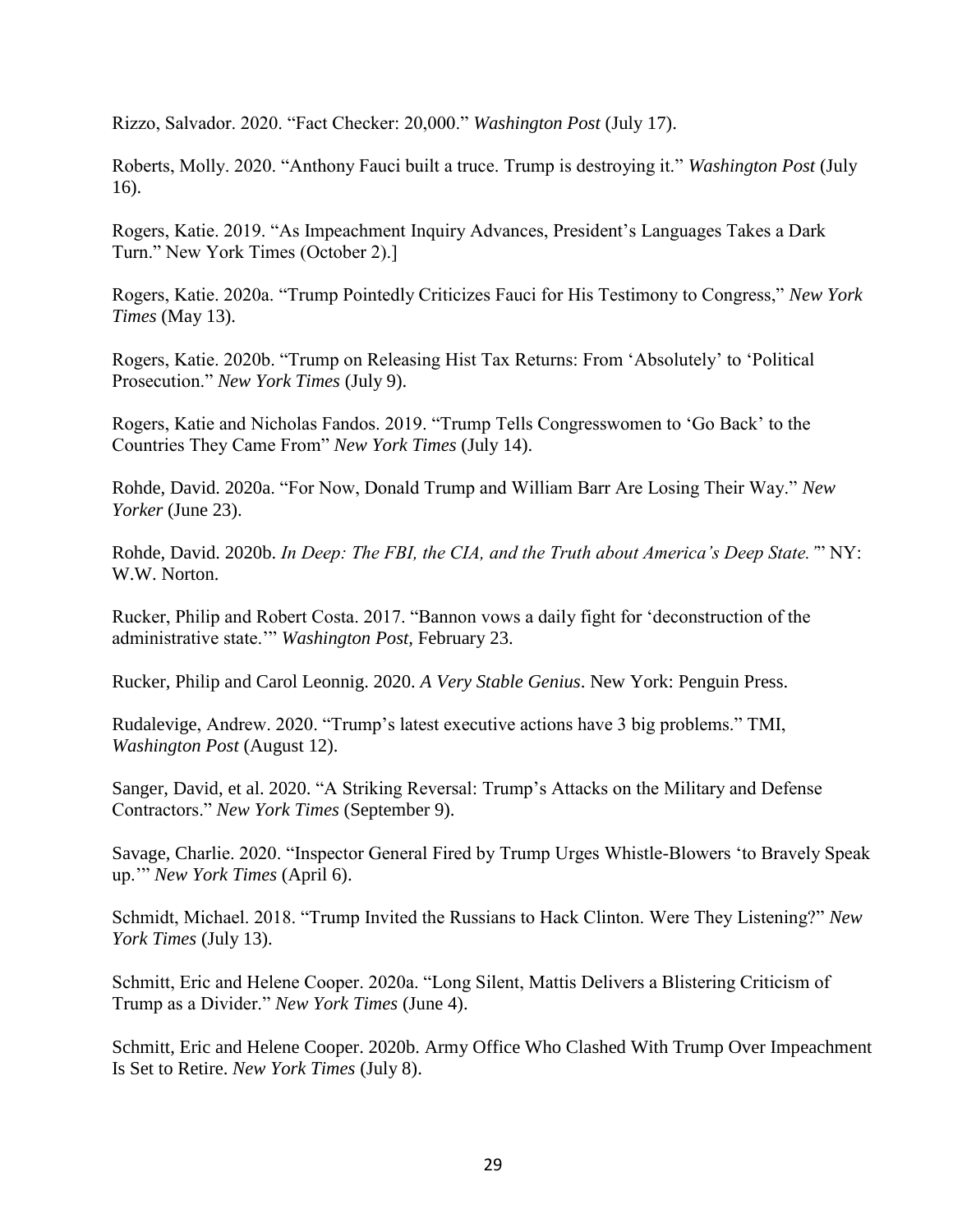Rizzo, Salvador. 2020. "Fact Checker: 20,000." *Washington Post* (July 17).

Roberts, Molly. 2020. "Anthony Fauci built a truce. Trump is destroying it." *Washington Post* (July 16).

Rogers, Katie. 2019. "As Impeachment Inquiry Advances, President's Languages Takes a Dark Turn." New York Times (October 2).]

Rogers, Katie. 2020a. "Trump Pointedly Criticizes Fauci for His Testimony to Congress," *New York Times* (May 13).

Rogers, Katie. 2020b. "Trump on Releasing Hist Tax Returns: From 'Absolutely' to 'Political Prosecution." *New York Times* (July 9).

Rogers, Katie and Nicholas Fandos. 2019. "Trump Tells Congresswomen to 'Go Back' to the Countries They Came From" *New York Times* (July 14).

Rohde, David. 2020a. "For Now, Donald Trump and William Barr Are Losing Their Way." *New Yorker* (June 23).

Rohde, David. 2020b. *In Deep: The FBI, the CIA, and the Truth about America's Deep State."*" NY: W.W. Norton.

Rucker, Philip and Robert Costa. 2017. "Bannon vows a daily fight for 'deconstruction of the administrative state.'" *Washington Post,* February 23.

Rucker, Philip and Carol Leonnig. 2020. *A Very Stable Genius*. New York: Penguin Press.

Rudalevige, Andrew. 2020. "Trump's latest executive actions have 3 big problems." TMI, *Washington Post* (August 12).

Sanger, David, et al. 2020. "A Striking Reversal: Trump's Attacks on the Military and Defense Contractors." *New York Times* (September 9).

Savage, Charlie. 2020. "Inspector General Fired by Trump Urges Whistle-Blowers 'to Bravely Speak up.'" *New York Times* (April 6).

Schmidt, Michael. 2018. "Trump Invited the Russians to Hack Clinton. Were They Listening?" *New York Times* (July 13).

Schmitt, Eric and Helene Cooper. 2020a. "Long Silent, Mattis Delivers a Blistering Criticism of Trump as a Divider." *New York Times* (June 4).

Schmitt, Eric and Helene Cooper. 2020b. Army Office Who Clashed With Trump Over Impeachment Is Set to Retire. *New York Times* (July 8).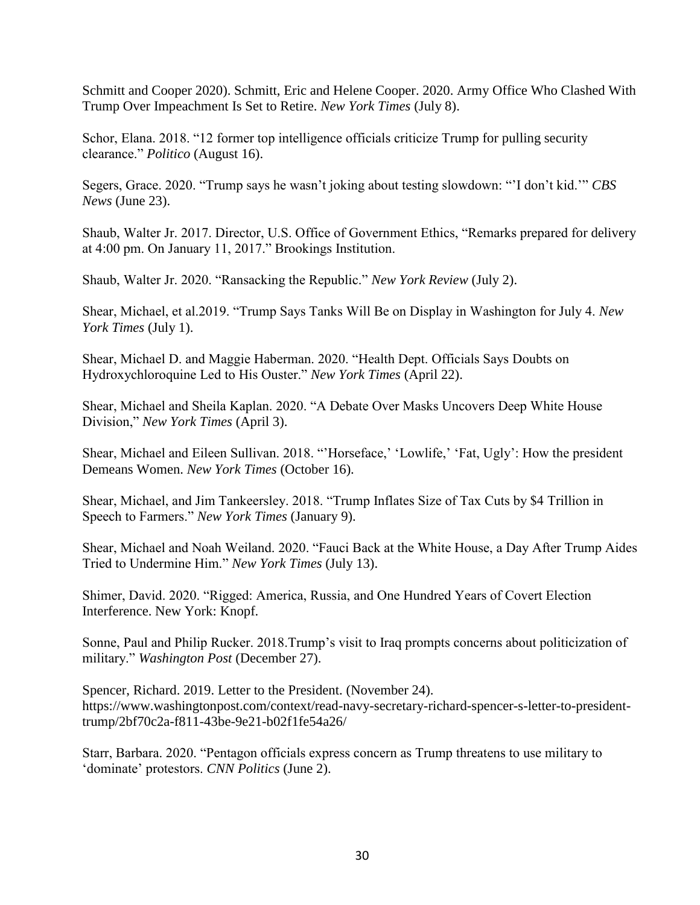Schmitt and Cooper 2020). Schmitt, Eric and Helene Cooper. 2020. Army Office Who Clashed With Trump Over Impeachment Is Set to Retire. *New York Times* (July 8).

Schor, Elana. 2018. "12 former top intelligence officials criticize Trump for pulling security clearance." *Politico* (August 16).

Segers, Grace. 2020. "Trump says he wasn't joking about testing slowdown: "'I don't kid.'" *CBS News* (June 23).

Shaub, Walter Jr. 2017. Director, U.S. Office of Government Ethics, "Remarks prepared for delivery at 4:00 pm. On January 11, 2017." Brookings Institution.

Shaub, Walter Jr. 2020. "Ransacking the Republic." *New York Review* (July 2).

Shear, Michael, et al.2019. "Trump Says Tanks Will Be on Display in Washington for July 4. *New York Times* (July 1).

Shear, Michael D. and Maggie Haberman. 2020. "Health Dept. Officials Says Doubts on Hydroxychloroquine Led to His Ouster." *New York Times* (April 22).

Shear, Michael and Sheila Kaplan. 2020. "A Debate Over Masks Uncovers Deep White House Division," *New York Times* (April 3).

Shear, Michael and Eileen Sullivan. 2018. "'Horseface,' 'Lowlife,' 'Fat, Ugly': How the president Demeans Women. *New York Times* (October 16).

Shear, Michael, and Jim Tankeersley. 2018. "Trump Inflates Size of Tax Cuts by $4 Trillion in Speech to Farmers." *New York Times* (January 9).

Shear, Michael and Noah Weiland. 2020. "Fauci Back at the White House, a Day After Trump Aides Tried to Undermine Him." *New York Times* (July 13).

Shimer, David. 2020. "Rigged: America, Russia, and One Hundred Years of Covert Election Interference. New York: Knopf.

Sonne, Paul and Philip Rucker. 2018.Trump's visit to Iraq prompts concerns about politicization of military." *Washington Post* (December 27).

Spencer, Richard. 2019. Letter to the President. (November 24). https://www.washingtonpost.com/context/read-navy-secretary-richard-spencer-s-letter-to-president-trump/2bf70c2a-f811-43be-9e21-b02f1fe54a26/

Starr, Barbara. 2020. "Pentagon officials express concern as Trump threatens to use military to 'dominate' protestors. *CNN Politics* (June 2).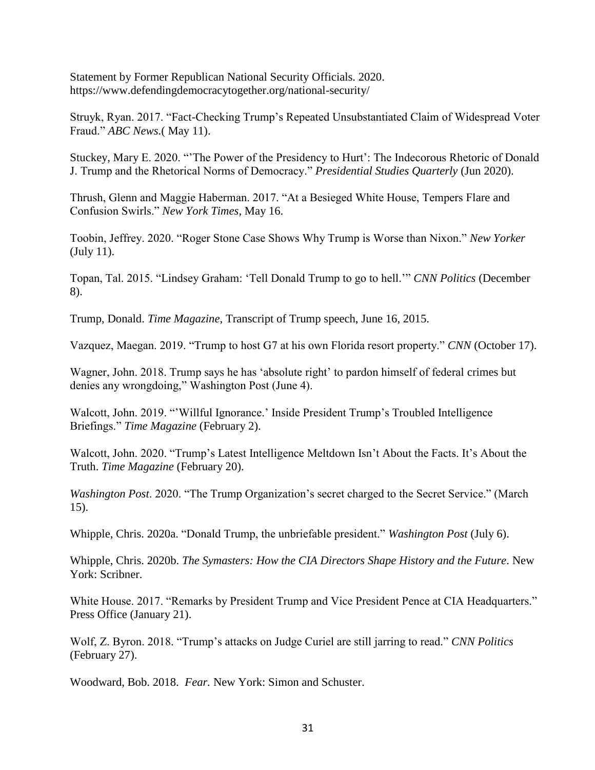Statement by Former Republican National Security Officials. 2020. https://www.defendingdemocracytogether.org/national-security/

Struyk, Ryan. 2017. "Fact-Checking Trump's Repeated Unsubstantiated Claim of Widespread Voter Fraud." *ABC News*.( May 11).

Stuckey, Mary E. 2020. "'The Power of the Presidency to Hurt': The Indecorous Rhetoric of Donald J. Trump and the Rhetorical Norms of Democracy." *Presidential Studies Quarterly* (Jun 2020).

Thrush, Glenn and Maggie Haberman. 2017. "At a Besieged White House, Tempers Flare and Confusion Swirls." *New York Times*, May 16.

Toobin, Jeffrey. 2020. "Roger Stone Case Shows Why Trump is Worse than Nixon." *New Yorker* (July 11).

Topan, Tal. 2015. "Lindsey Graham: 'Tell Donald Trump to go to hell.'" *CNN Politics* (December 8).

Trump, Donald. *Time Magazine*, Transcript of Trump speech, June 16, 2015.

Vazquez, Maegan. 2019. "Trump to host G7 at his own Florida resort property." *CNN* (October 17).

Wagner, John. 2018. Trump says he has 'absolute right' to pardon himself of federal crimes but denies any wrongdoing," Washington Post (June 4).

Walcott, John. 2019. "'Willful Ignorance.' Inside President Trump's Troubled Intelligence Briefings." *Time Magazine* (February 2).

Walcott, John. 2020. "Trump's Latest Intelligence Meltdown Isn't About the Facts. It's About the Truth. *Time Magazine* (February 20).

*Washington Post*. 2020. "The Trump Organization's secret charged to the Secret Service." (March 15).

Whipple, Chris. 2020a. "Donald Trump, the unbriefable president." *Washington Post* (July 6).

Whipple, Chris. 2020b. *The Symasters: How the CIA Directors Shape History and the Future*. New York: Scribner.

White House. 2017. "Remarks by President Trump and Vice President Pence at CIA Headquarters." Press Office (January 21).

Wolf, Z. Byron. 2018. "Trump's attacks on Judge Curiel are still jarring to read." *CNN Politics* (February 27).

Woodward, Bob. 2018. *Fear.* New York: Simon and Schuster.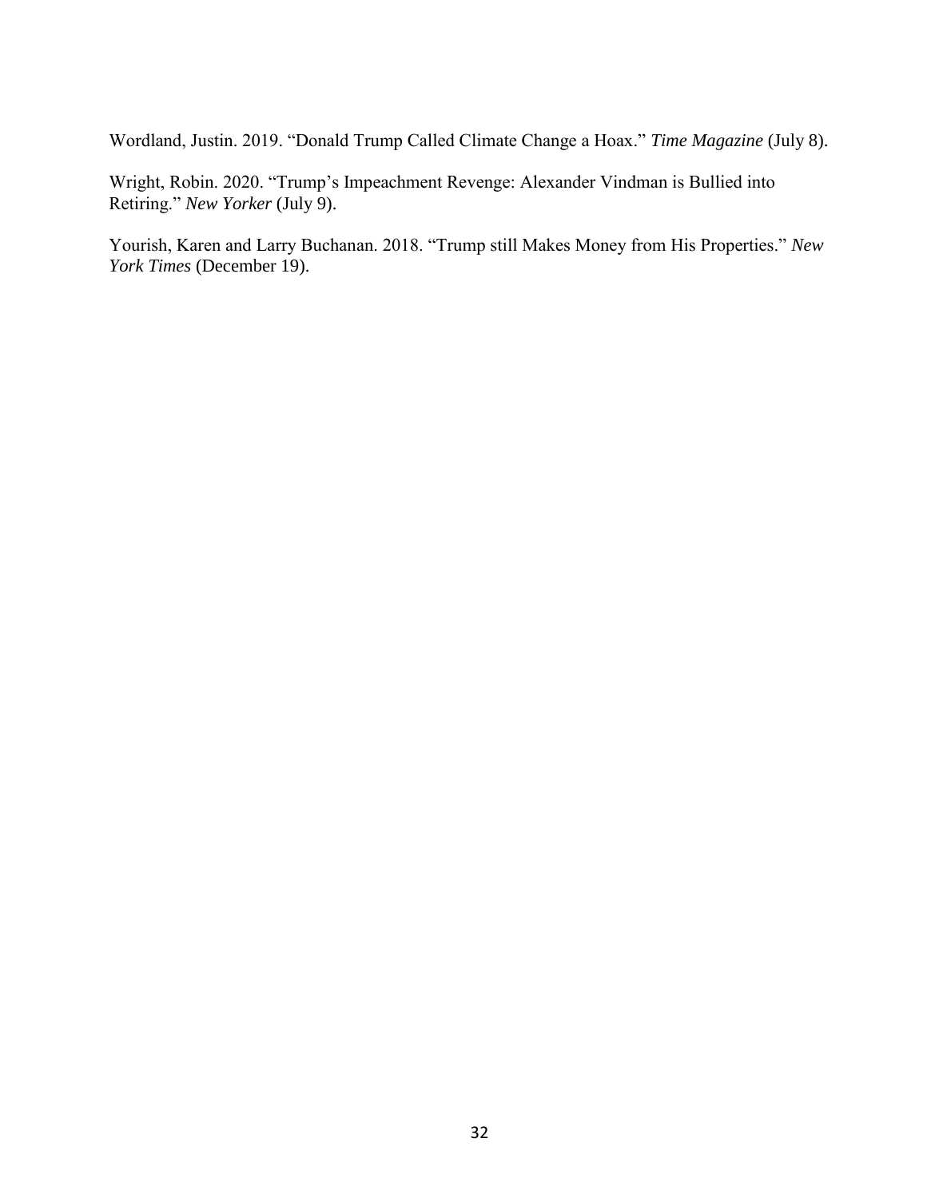Wordland, Justin. 2019. "Donald Trump Called Climate Change a Hoax." *Time Magazine* (July 8).

Wright, Robin. 2020. "Trump's Impeachment Revenge: Alexander Vindman is Bullied into Retiring." *New Yorker* (July 9).

Yourish, Karen and Larry Buchanan. 2018. "Trump still Makes Money from His Properties." *New York Times* (December 19).